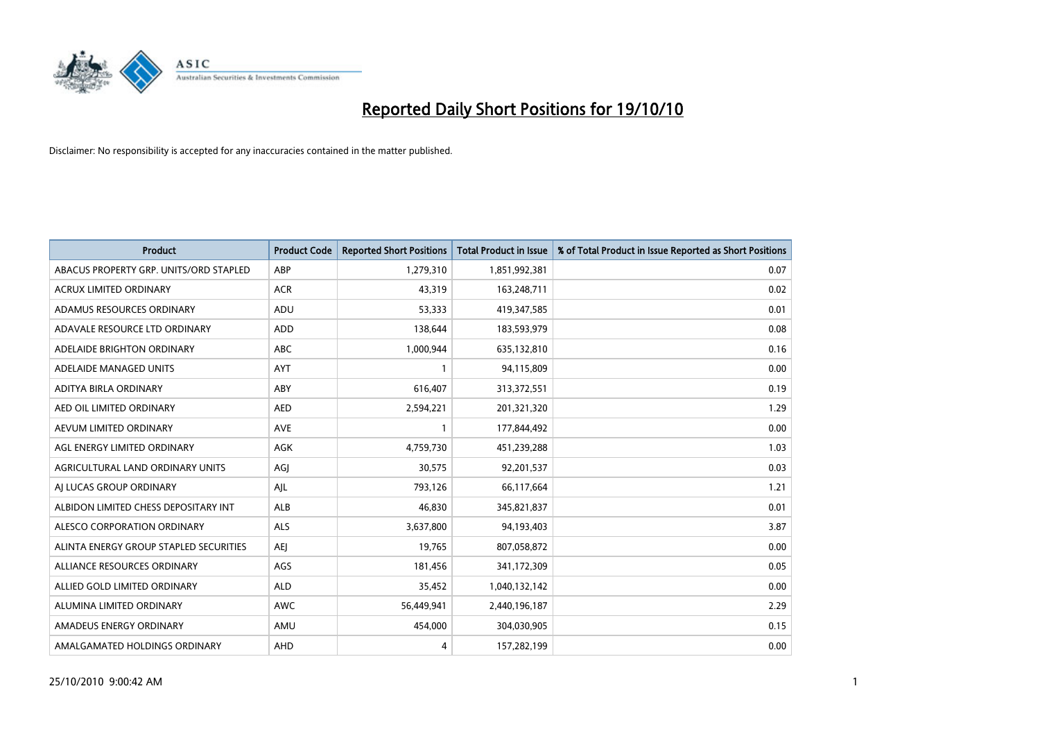# Reported Daily Short Positions for 19/10/10

Disclaimer: No responsibility is accepted for any inaccuracies contained in the matter published.

| Product | Product Code | Reported Short Positions | Total Product in Issue | % of Total Product in Issue Reported as Short Positions |
|---|---|---|---|---|
| ABACUS PROPERTY GRP. UNITS/ORD STAPLED | ABP | 1,279,310 | 1,851,992,381 | 0.07 |
| ACRUX LIMITED ORDINARY | ACR | 43,319 | 163,248,711 | 0.02 |
| ADAMUS RESOURCES ORDINARY | ADU | 53,333 | 419,347,585 | 0.01 |
| ADAVALE RESOURCE LTD ORDINARY | ADD | 138,644 | 183,593,979 | 0.08 |
| ADELAIDE BRIGHTON ORDINARY | ABC | 1,000,944 | 635,132,810 | 0.16 |
| ADELAIDE MANAGED UNITS | AYT | 1 | 94,115,809 | 0.00 |
| ADITYA BIRLA ORDINARY | ABY | 616,407 | 313,372,551 | 0.19 |
| AED OIL LIMITED ORDINARY | AED | 2,594,221 | 201,321,320 | 1.29 |
| AEVUM LIMITED ORDINARY | AVE | 1 | 177,844,492 | 0.00 |
| AGL ENERGY LIMITED ORDINARY | AGK | 4,759,730 | 451,239,288 | 1.03 |
| AGRICULTURAL LAND ORDINARY UNITS | AGJ | 30,575 | 92,201,537 | 0.03 |
| AJ LUCAS GROUP ORDINARY | AJL | 793,126 | 66,117,664 | 1.21 |
| ALBIDON LIMITED CHESS DEPOSITARY INT | ALB | 46,830 | 345,821,837 | 0.01 |
| ALESCO CORPORATION ORDINARY | ALS | 3,637,800 | 94,193,403 | 3.87 |
| ALINTA ENERGY GROUP STAPLED SECURITIES | AEJ | 19,765 | 807,058,872 | 0.00 |
| ALLIANCE RESOURCES ORDINARY | AGS | 181,456 | 341,172,309 | 0.05 |
| ALLIED GOLD LIMITED ORDINARY | ALD | 35,452 | 1,040,132,142 | 0.00 |
| ALUMINA LIMITED ORDINARY | AWC | 56,449,941 | 2,440,196,187 | 2.29 |
| AMADEUS ENERGY ORDINARY | AMU | 454,000 | 304,030,905 | 0.15 |
| AMALGAMATED HOLDINGS ORDINARY | AHD | 4 | 157,282,199 | 0.00 |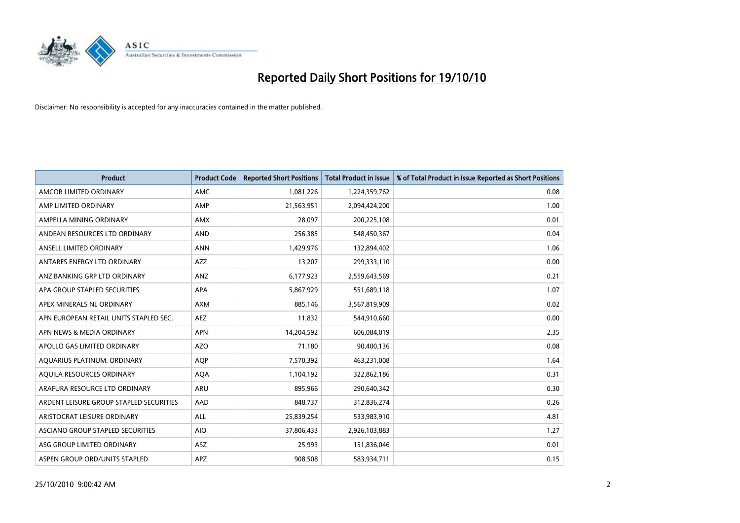# Reported Daily Short Positions for 19/10/10

Disclaimer: No responsibility is accepted for any inaccuracies contained in the matter published.

| Product | Product Code | Reported Short Positions | Total Product in Issue | % of Total Product in Issue Reported as Short Positions |
|---|---|---|---|---|
| AMCOR LIMITED ORDINARY | AMC | 1,081,226 | 1,224,359,762 | 0.08 |
| AMP LIMITED ORDINARY | AMP | 21,563,951 | 2,094,424,200 | 1.00 |
| AMPELLA MINING ORDINARY | AMX | 28,097 | 200,225,108 | 0.01 |
| ANDEAN RESOURCES LTD ORDINARY | AND | 256,385 | 548,450,367 | 0.04 |
| ANSELL LIMITED ORDINARY | ANN | 1,429,976 | 132,894,402 | 1.06 |
| ANTARES ENERGY LTD ORDINARY | AZZ | 13,207 | 299,333,110 | 0.00 |
| ANZ BANKING GRP LTD ORDINARY | ANZ | 6,177,923 | 2,559,643,569 | 0.21 |
| APA GROUP STAPLED SECURITIES | APA | 5,867,929 | 551,689,118 | 1.07 |
| APEX MINERALS NL ORDINARY | AXM | 885,146 | 3,567,819,909 | 0.02 |
| APN EUROPEAN RETAIL UNITS STAPLED SEC. | AEZ | 11,832 | 544,910,660 | 0.00 |
| APN NEWS & MEDIA ORDINARY | APN | 14,204,592 | 606,084,019 | 2.35 |
| APOLLO GAS LIMITED ORDINARY | AZO | 71,180 | 90,400,136 | 0.08 |
| AQUARIUS PLATINUM. ORDINARY | AQP | 7,570,392 | 463,231,008 | 1.64 |
| AQUILA RESOURCES ORDINARY | AQA | 1,104,192 | 322,862,186 | 0.31 |
| ARAFURA RESOURCE LTD ORDINARY | ARU | 895,966 | 290,640,342 | 0.30 |
| ARDENT LEISURE GROUP STAPLED SECURITIES | AAD | 848,737 | 312,836,274 | 0.26 |
| ARISTOCRAT LEISURE ORDINARY | ALL | 25,839,254 | 533,983,910 | 4.81 |
| ASCIANO GROUP STAPLED SECURITIES | AIO | 37,806,433 | 2,926,103,883 | 1.27 |
| ASG GROUP LIMITED ORDINARY | ASZ | 25,993 | 151,836,046 | 0.01 |
| ASPEN GROUP ORD/UNITS STAPLED | APZ | 908,508 | 583,934,711 | 0.15 |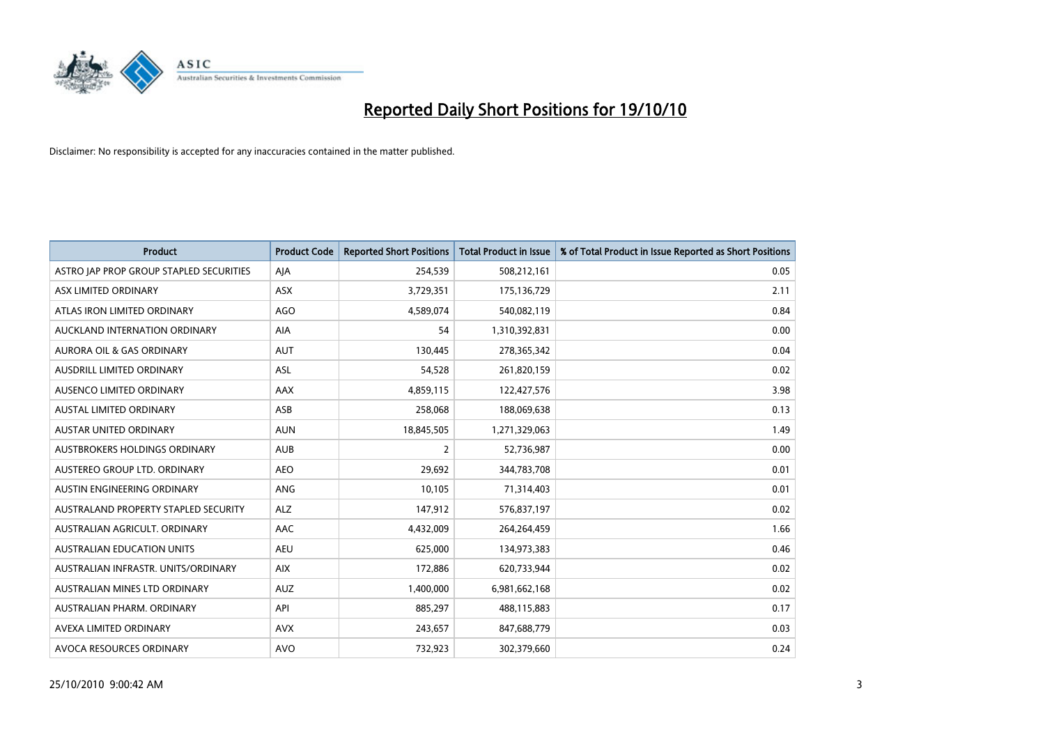# Reported Daily Short Positions for 19/10/10

Disclaimer: No responsibility is accepted for any inaccuracies contained in the matter published.

| Product | Product Code | Reported Short Positions | Total Product in Issue | % of Total Product in Issue Reported as Short Positions |
|---|---|---|---|---|
| ASTRO JAP PROP GROUP STAPLED SECURITIES | AJA | 254,539 | 508,212,161 | 0.05 |
| ASX LIMITED ORDINARY | ASX | 3,729,351 | 175,136,729 | 2.11 |
| ATLAS IRON LIMITED ORDINARY | AGO | 4,589,074 | 540,082,119 | 0.84 |
| AUCKLAND INTERNATION ORDINARY | AIA | 54 | 1,310,392,831 | 0.00 |
| AURORA OIL & GAS ORDINARY | AUT | 130,445 | 278,365,342 | 0.04 |
| AUSDRILL LIMITED ORDINARY | ASL | 54,528 | 261,820,159 | 0.02 |
| AUSENCO LIMITED ORDINARY | AAX | 4,859,115 | 122,427,576 | 3.98 |
| AUSTAL LIMITED ORDINARY | ASB | 258,068 | 188,069,638 | 0.13 |
| AUSTAR UNITED ORDINARY | AUN | 18,845,505 | 1,271,329,063 | 1.49 |
| AUSTBROKERS HOLDINGS ORDINARY | AUB | 2 | 52,736,987 | 0.00 |
| AUSTEREO GROUP LTD. ORDINARY | AEO | 29,692 | 344,783,708 | 0.01 |
| AUSTIN ENGINEERING ORDINARY | ANG | 10,105 | 71,314,403 | 0.01 |
| AUSTRALAND PROPERTY STAPLED SECURITY | ALZ | 147,912 | 576,837,197 | 0.02 |
| AUSTRALIAN AGRICULT. ORDINARY | AAC | 4,432,009 | 264,264,459 | 1.66 |
| AUSTRALIAN EDUCATION UNITS | AEU | 625,000 | 134,973,383 | 0.46 |
| AUSTRALIAN INFRASTR. UNITS/ORDINARY | AIX | 172,886 | 620,733,944 | 0.02 |
| AUSTRALIAN MINES LTD ORDINARY | AUZ | 1,400,000 | 6,981,662,168 | 0.02 |
| AUSTRALIAN PHARM. ORDINARY | API | 885,297 | 488,115,883 | 0.17 |
| AVEXA LIMITED ORDINARY | AVX | 243,657 | 847,688,779 | 0.03 |
| AVOCA RESOURCES ORDINARY | AVO | 732,923 | 302,379,660 | 0.24 |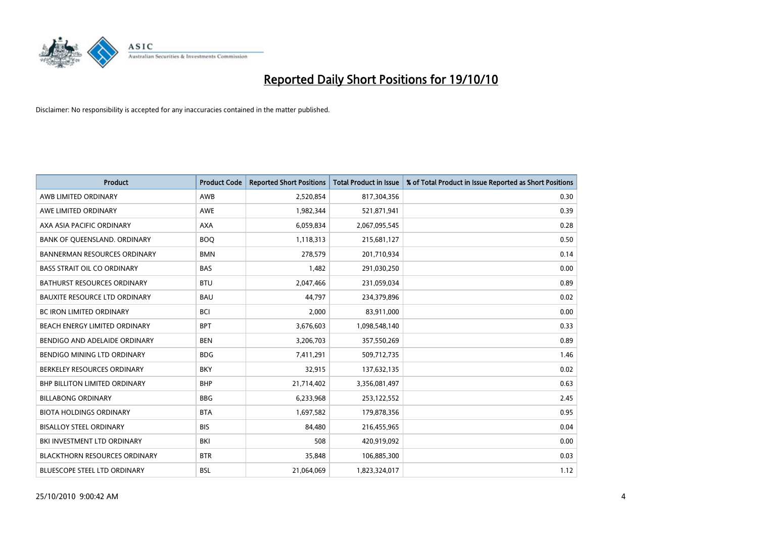# Reported Daily Short Positions for 19/10/10

Disclaimer: No responsibility is accepted for any inaccuracies contained in the matter published.

| Product | Product Code | Reported Short Positions | Total Product in Issue | % of Total Product in Issue Reported as Short Positions |
|---|---|---|---|---|
| AWB LIMITED ORDINARY | AWB | 2,520,854 | 817,304,356 | 0.30 |
| AWE LIMITED ORDINARY | AWE | 1,982,344 | 521,871,941 | 0.39 |
| AXA ASIA PACIFIC ORDINARY | AXA | 6,059,834 | 2,067,095,545 | 0.28 |
| BANK OF QUEENSLAND. ORDINARY | BOQ | 1,118,313 | 215,681,127 | 0.50 |
| BANNERMAN RESOURCES ORDINARY | BMN | 278,579 | 201,710,934 | 0.14 |
| BASS STRAIT OIL CO ORDINARY | BAS | 1,482 | 291,030,250 | 0.00 |
| BATHURST RESOURCES ORDINARY | BTU | 2,047,466 | 231,059,034 | 0.89 |
| BAUXITE RESOURCE LTD ORDINARY | BAU | 44,797 | 234,379,896 | 0.02 |
| BC IRON LIMITED ORDINARY | BCI | 2,000 | 83,911,000 | 0.00 |
| BEACH ENERGY LIMITED ORDINARY | BPT | 3,676,603 | 1,098,548,140 | 0.33 |
| BENDIGO AND ADELAIDE ORDINARY | BEN | 3,206,703 | 357,550,269 | 0.89 |
| BENDIGO MINING LTD ORDINARY | BDG | 7,411,291 | 509,712,735 | 1.46 |
| BERKELEY RESOURCES ORDINARY | BKY | 32,915 | 137,632,135 | 0.02 |
| BHP BILLITON LIMITED ORDINARY | BHP | 21,714,402 | 3,356,081,497 | 0.63 |
| BILLABONG ORDINARY | BBG | 6,233,968 | 253,122,552 | 2.45 |
| BIOTA HOLDINGS ORDINARY | BTA | 1,697,582 | 179,878,356 | 0.95 |
| BISALLOY STEEL ORDINARY | BIS | 84,480 | 216,455,965 | 0.04 |
| BKI INVESTMENT LTD ORDINARY | BKI | 508 | 420,919,092 | 0.00 |
| BLACKTHORN RESOURCES ORDINARY | BTR | 35,848 | 106,885,300 | 0.03 |
| BLUESCOPE STEEL LTD ORDINARY | BSL | 21,064,069 | 1,823,324,017 | 1.12 |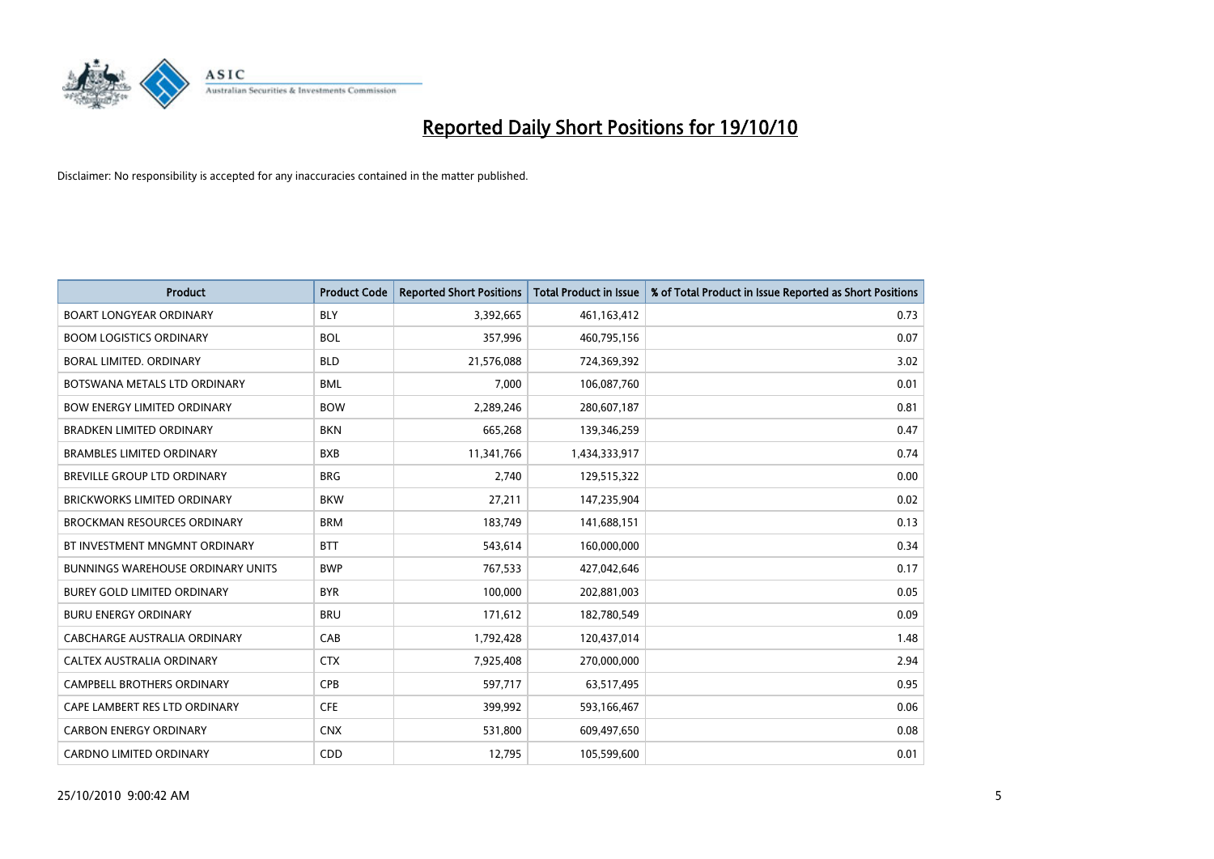# Reported Daily Short Positions for 19/10/10

Disclaimer: No responsibility is accepted for any inaccuracies contained in the matter published.

| Product | Product Code | Reported Short Positions | Total Product in Issue | % of Total Product in Issue Reported as Short Positions |
|---|---|---|---|---|
| BOART LONGYEAR ORDINARY | BLY | 3,392,665 | 461,163,412 | 0.73 |
| BOOM LOGISTICS ORDINARY | BOL | 357,996 | 460,795,156 | 0.07 |
| BORAL LIMITED. ORDINARY | BLD | 21,576,088 | 724,369,392 | 3.02 |
| BOTSWANA METALS LTD ORDINARY | BML | 7,000 | 106,087,760 | 0.01 |
| BOW ENERGY LIMITED ORDINARY | BOW | 2,289,246 | 280,607,187 | 0.81 |
| BRADKEN LIMITED ORDINARY | BKN | 665,268 | 139,346,259 | 0.47 |
| BRAMBLES LIMITED ORDINARY | BXB | 11,341,766 | 1,434,333,917 | 0.74 |
| BREVILLE GROUP LTD ORDINARY | BRG | 2,740 | 129,515,322 | 0.00 |
| BRICKWORKS LIMITED ORDINARY | BKW | 27,211 | 147,235,904 | 0.02 |
| BROCKMAN RESOURCES ORDINARY | BRM | 183,749 | 141,688,151 | 0.13 |
| BT INVESTMENT MNGMNT ORDINARY | BTT | 543,614 | 160,000,000 | 0.34 |
| BUNNINGS WAREHOUSE ORDINARY UNITS | BWP | 767,533 | 427,042,646 | 0.17 |
| BUREY GOLD LIMITED ORDINARY | BYR | 100,000 | 202,881,003 | 0.05 |
| BURU ENERGY ORDINARY | BRU | 171,612 | 182,780,549 | 0.09 |
| CABCHARGE AUSTRALIA ORDINARY | CAB | 1,792,428 | 120,437,014 | 1.48 |
| CALTEX AUSTRALIA ORDINARY | CTX | 7,925,408 | 270,000,000 | 2.94 |
| CAMPBELL BROTHERS ORDINARY | CPB | 597,717 | 63,517,495 | 0.95 |
| CAPE LAMBERT RES LTD ORDINARY | CFE | 399,992 | 593,166,467 | 0.06 |
| CARBON ENERGY ORDINARY | CNX | 531,800 | 609,497,650 | 0.08 |
| CARDNO LIMITED ORDINARY | CDD | 12,795 | 105,599,600 | 0.01 |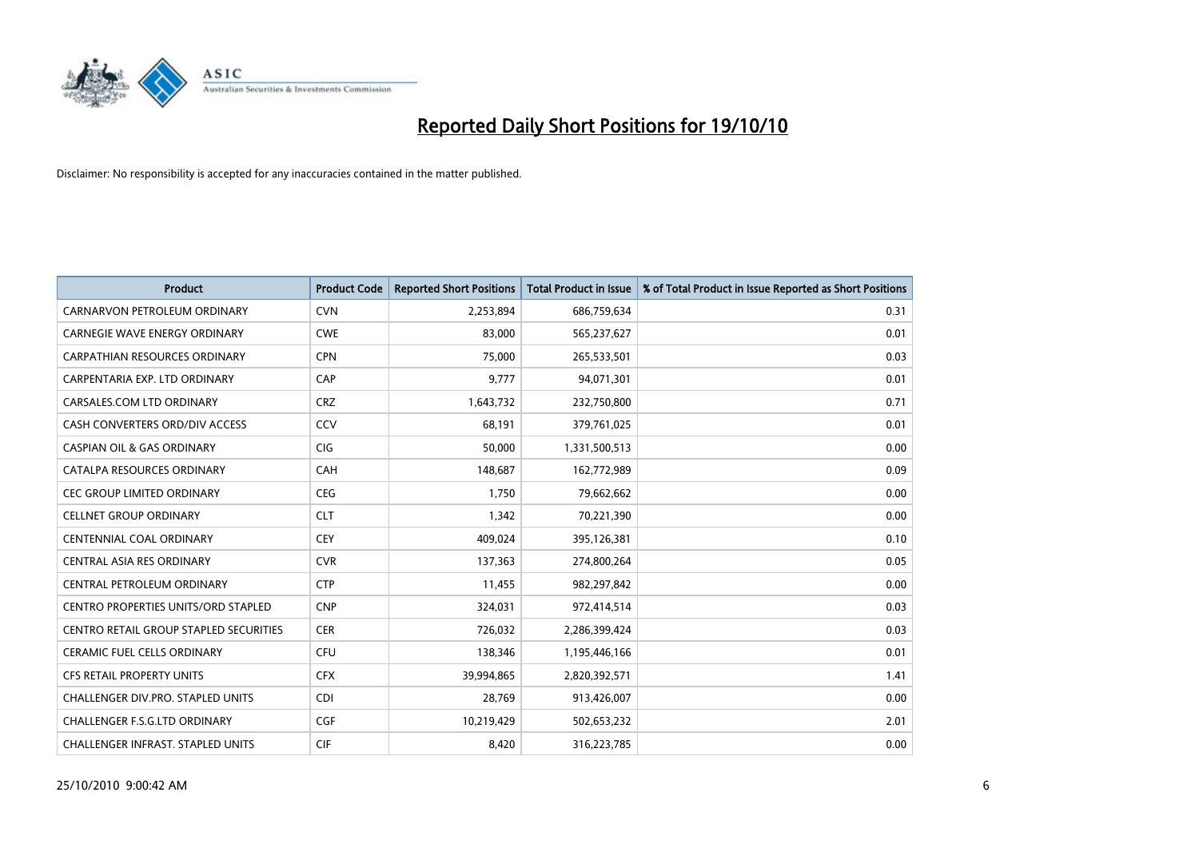# Reported Daily Short Positions for 19/10/10

Disclaimer: No responsibility is accepted for any inaccuracies contained in the matter published.

| Product | Product Code | Reported Short Positions | Total Product in Issue | % of Total Product in Issue Reported as Short Positions |
|---|---|---|---|---|
| CARNARVON PETROLEUM ORDINARY | CVN | 2,253,894 | 686,759,634 | 0.31 |
| CARNEGIE WAVE ENERGY ORDINARY | CWE | 83,000 | 565,237,627 | 0.01 |
| CARPATHIAN RESOURCES ORDINARY | CPN | 75,000 | 265,533,501 | 0.03 |
| CARPENTARIA EXP. LTD ORDINARY | CAP | 9,777 | 94,071,301 | 0.01 |
| CARSALES.COM LTD ORDINARY | CRZ | 1,643,732 | 232,750,800 | 0.71 |
| CASH CONVERTERS ORD/DIV ACCESS | CCV | 68,191 | 379,761,025 | 0.01 |
| CASPIAN OIL & GAS ORDINARY | CIG | 50,000 | 1,331,500,513 | 0.00 |
| CATALPA RESOURCES ORDINARY | CAH | 148,687 | 162,772,989 | 0.09 |
| CEC GROUP LIMITED ORDINARY | CEG | 1,750 | 79,662,662 | 0.00 |
| CELLNET GROUP ORDINARY | CLT | 1,342 | 70,221,390 | 0.00 |
| CENTENNIAL COAL ORDINARY | CEY | 409,024 | 395,126,381 | 0.10 |
| CENTRAL ASIA RES ORDINARY | CVR | 137,363 | 274,800,264 | 0.05 |
| CENTRAL PETROLEUM ORDINARY | CTP | 11,455 | 982,297,842 | 0.00 |
| CENTRO PROPERTIES UNITS/ORD STAPLED | CNP | 324,031 | 972,414,514 | 0.03 |
| CENTRO RETAIL GROUP STAPLED SECURITIES | CER | 726,032 | 2,286,399,424 | 0.03 |
| CERAMIC FUEL CELLS ORDINARY | CFU | 138,346 | 1,195,446,166 | 0.01 |
| CFS RETAIL PROPERTY UNITS | CFX | 39,994,865 | 2,820,392,571 | 1.41 |
| CHALLENGER DIV.PRO. STAPLED UNITS | CDI | 28,769 | 913,426,007 | 0.00 |
| CHALLENGER F.S.G.LTD ORDINARY | CGF | 10,219,429 | 502,653,232 | 2.01 |
| CHALLENGER INFRAST. STAPLED UNITS | CIF | 8,420 | 316,223,785 | 0.00 |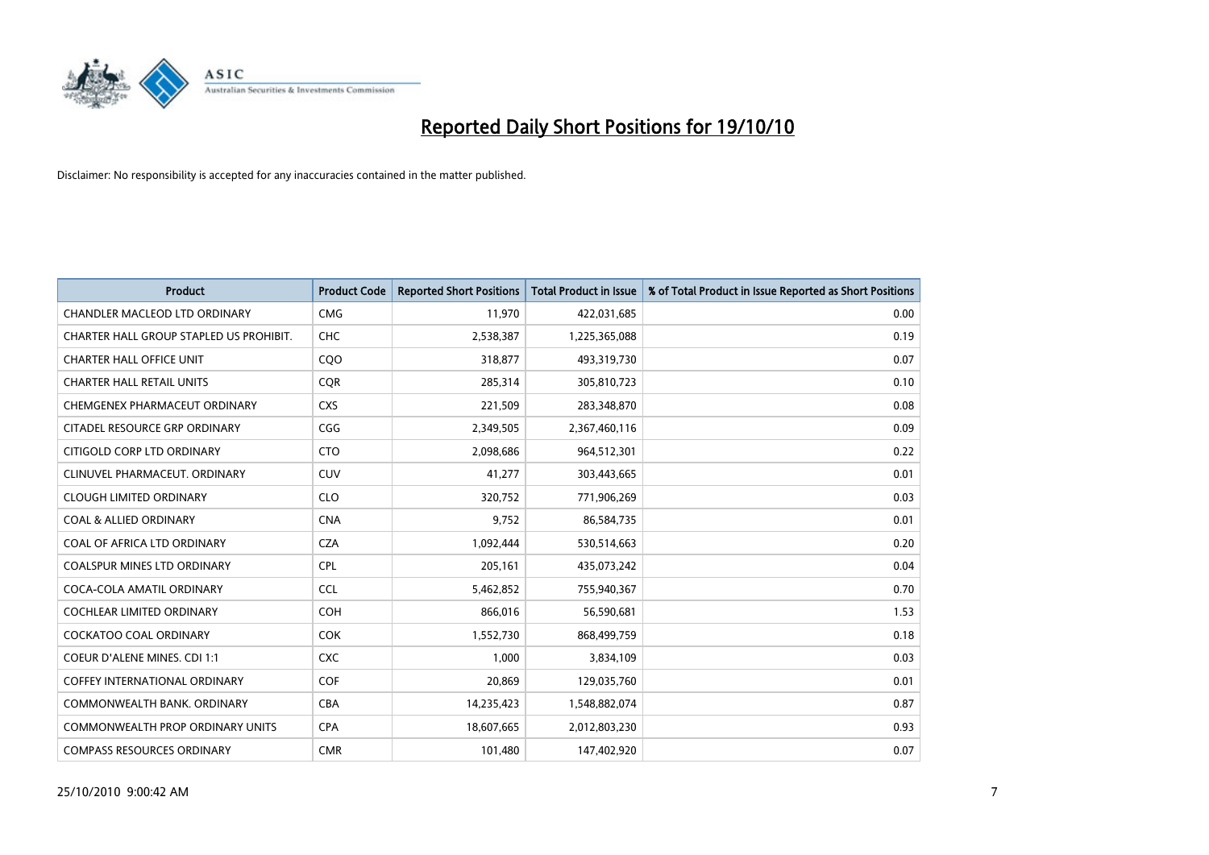# Reported Daily Short Positions for 19/10/10

Disclaimer: No responsibility is accepted for any inaccuracies contained in the matter published.

| Product | Product Code | Reported Short Positions | Total Product in Issue | % of Total Product in Issue Reported as Short Positions |
|---|---|---|---|---|
| CHANDLER MACLEOD LTD ORDINARY | CMG | 11,970 | 422,031,685 | 0.00 |
| CHARTER HALL GROUP STAPLED US PROHIBIT. | CHC | 2,538,387 | 1,225,365,088 | 0.19 |
| CHARTER HALL OFFICE UNIT | CQO | 318,877 | 493,319,730 | 0.07 |
| CHARTER HALL RETAIL UNITS | CQR | 285,314 | 305,810,723 | 0.10 |
| CHEMGENEX PHARMACEUT ORDINARY | CXS | 221,509 | 283,348,870 | 0.08 |
| CITADEL RESOURCE GRP ORDINARY | CGG | 2,349,505 | 2,367,460,116 | 0.09 |
| CITIGOLD CORP LTD ORDINARY | CTO | 2,098,686 | 964,512,301 | 0.22 |
| CLINUVEL PHARMACEUT. ORDINARY | CUV | 41,277 | 303,443,665 | 0.01 |
| CLOUGH LIMITED ORDINARY | CLO | 320,752 | 771,906,269 | 0.03 |
| COAL & ALLIED ORDINARY | CNA | 9,752 | 86,584,735 | 0.01 |
| COAL OF AFRICA LTD ORDINARY | CZA | 1,092,444 | 530,514,663 | 0.20 |
| COALSPUR MINES LTD ORDINARY | CPL | 205,161 | 435,073,242 | 0.04 |
| COCA-COLA AMATIL ORDINARY | CCL | 5,462,852 | 755,940,367 | 0.70 |
| COCHLEAR LIMITED ORDINARY | COH | 866,016 | 56,590,681 | 1.53 |
| COCKATOO COAL ORDINARY | COK | 1,552,730 | 868,499,759 | 0.18 |
| COEUR D'ALENE MINES. CDI 1:1 | CXC | 1,000 | 3,834,109 | 0.03 |
| COFFEY INTERNATIONAL ORDINARY | COF | 20,869 | 129,035,760 | 0.01 |
| COMMONWEALTH BANK. ORDINARY | CBA | 14,235,423 | 1,548,882,074 | 0.87 |
| COMMONWEALTH PROP ORDINARY UNITS | CPA | 18,607,665 | 2,012,803,230 | 0.93 |
| COMPASS RESOURCES ORDINARY | CMR | 101,480 | 147,402,920 | 0.07 |

25/10/2010 9:00:42 AM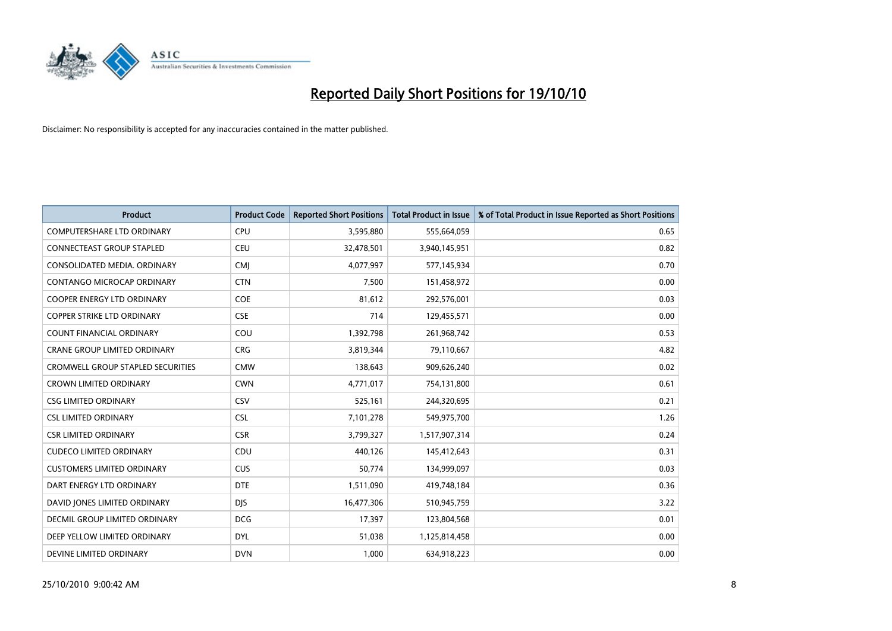# Reported Daily Short Positions for 19/10/10

Disclaimer: No responsibility is accepted for any inaccuracies contained in the matter published.

| Product | Product Code | Reported Short Positions | Total Product in Issue | % of Total Product in Issue Reported as Short Positions |
|---|---|---|---|---|
| COMPUTERSHARE LTD ORDINARY | CPU | 3,595,880 | 555,664,059 | 0.65 |
| CONNECTEAST GROUP STAPLED | CEU | 32,478,501 | 3,940,145,951 | 0.82 |
| CONSOLIDATED MEDIA. ORDINARY | CMJ | 4,077,997 | 577,145,934 | 0.70 |
| CONTANGO MICROCAP ORDINARY | CTN | 7,500 | 151,458,972 | 0.00 |
| COOPER ENERGY LTD ORDINARY | COE | 81,612 | 292,576,001 | 0.03 |
| COPPER STRIKE LTD ORDINARY | CSE | 714 | 129,455,571 | 0.00 |
| COUNT FINANCIAL ORDINARY | COU | 1,392,798 | 261,968,742 | 0.53 |
| CRANE GROUP LIMITED ORDINARY | CRG | 3,819,344 | 79,110,667 | 4.82 |
| CROMWELL GROUP STAPLED SECURITIES | CMW | 138,643 | 909,626,240 | 0.02 |
| CROWN LIMITED ORDINARY | CWN | 4,771,017 | 754,131,800 | 0.61 |
| CSG LIMITED ORDINARY | CSV | 525,161 | 244,320,695 | 0.21 |
| CSL LIMITED ORDINARY | CSL | 7,101,278 | 549,975,700 | 1.26 |
| CSR LIMITED ORDINARY | CSR | 3,799,327 | 1,517,907,314 | 0.24 |
| CUDECO LIMITED ORDINARY | CDU | 440,126 | 145,412,643 | 0.31 |
| CUSTOMERS LIMITED ORDINARY | CUS | 50,774 | 134,999,097 | 0.03 |
| DART ENERGY LTD ORDINARY | DTE | 1,511,090 | 419,748,184 | 0.36 |
| DAVID JONES LIMITED ORDINARY | DJS | 16,477,306 | 510,945,759 | 3.22 |
| DECMIL GROUP LIMITED ORDINARY | DCG | 17,397 | 123,804,568 | 0.01 |
| DEEP YELLOW LIMITED ORDINARY | DYL | 51,038 | 1,125,814,458 | 0.00 |
| DEVINE LIMITED ORDINARY | DVN | 1,000 | 634,918,223 | 0.00 |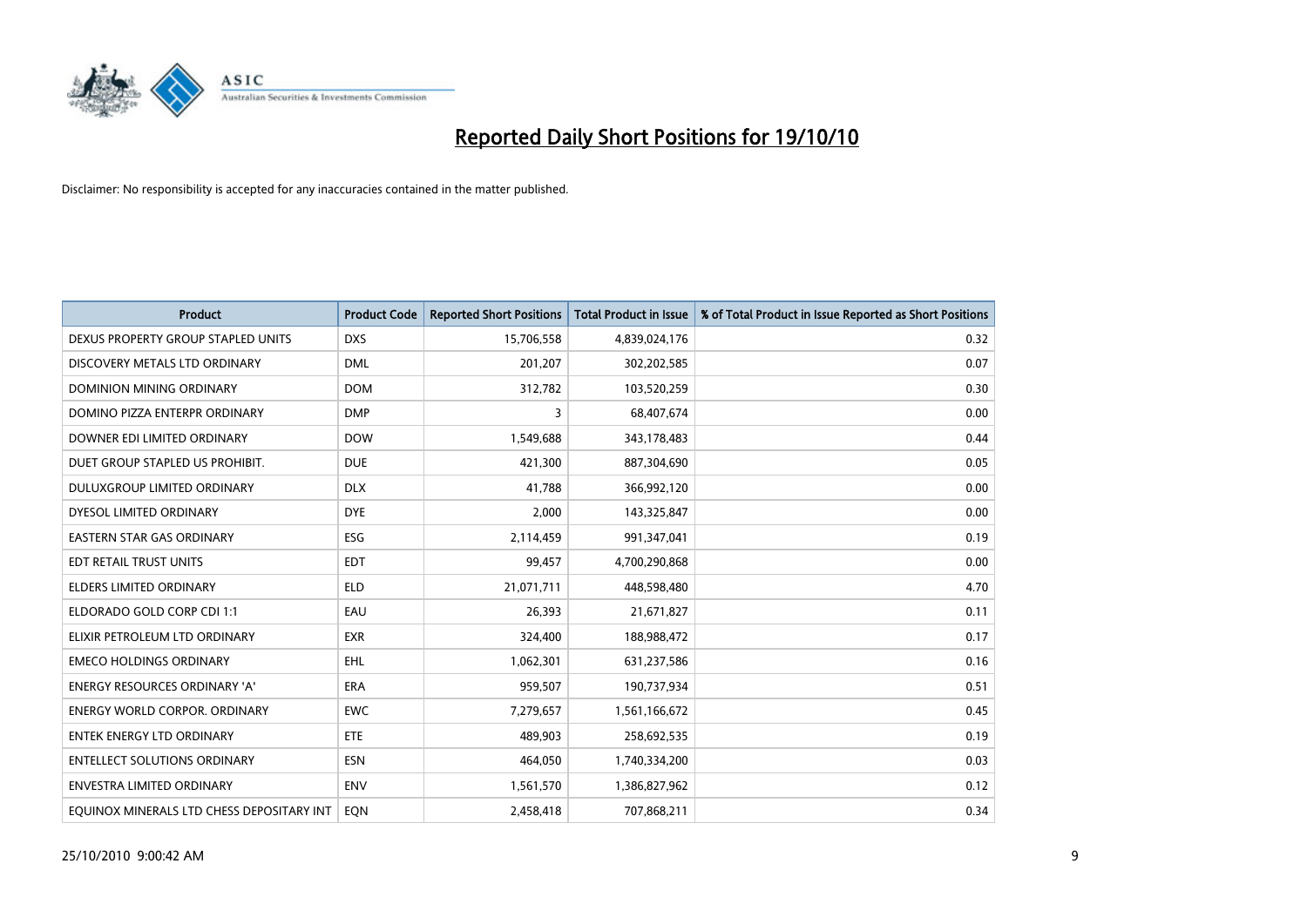# Reported Daily Short Positions for 19/10/10

Disclaimer: No responsibility is accepted for any inaccuracies contained in the matter published.

| Product | Product Code | Reported Short Positions | Total Product in Issue | % of Total Product in Issue Reported as Short Positions |
|---|---|---|---|---|
| DEXUS PROPERTY GROUP STAPLED UNITS | DXS | 15,706,558 | 4,839,024,176 | 0.32 |
| DISCOVERY METALS LTD ORDINARY | DML | 201,207 | 302,202,585 | 0.07 |
| DOMINION MINING ORDINARY | DOM | 312,782 | 103,520,259 | 0.30 |
| DOMINO PIZZA ENTERPR ORDINARY | DMP | 3 | 68,407,674 | 0.00 |
| DOWNER EDI LIMITED ORDINARY | DOW | 1,549,688 | 343,178,483 | 0.44 |
| DUET GROUP STAPLED US PROHIBIT. | DUE | 421,300 | 887,304,690 | 0.05 |
| DULUXGROUP LIMITED ORDINARY | DLX | 41,788 | 366,992,120 | 0.00 |
| DYESOL LIMITED ORDINARY | DYE | 2,000 | 143,325,847 | 0.00 |
| EASTERN STAR GAS ORDINARY | ESG | 2,114,459 | 991,347,041 | 0.19 |
| EDT RETAIL TRUST UNITS | EDT | 99,457 | 4,700,290,868 | 0.00 |
| ELDERS LIMITED ORDINARY | ELD | 21,071,711 | 448,598,480 | 4.70 |
| ELDORADO GOLD CORP CDI 1:1 | EAU | 26,393 | 21,671,827 | 0.11 |
| ELIXIR PETROLEUM LTD ORDINARY | EXR | 324,400 | 188,988,472 | 0.17 |
| EMECO HOLDINGS ORDINARY | EHL | 1,062,301 | 631,237,586 | 0.16 |
| ENERGY RESOURCES ORDINARY 'A' | ERA | 959,507 | 190,737,934 | 0.51 |
| ENERGY WORLD CORPOR. ORDINARY | EWC | 7,279,657 | 1,561,166,672 | 0.45 |
| ENTEK ENERGY LTD ORDINARY | ETE | 489,903 | 258,692,535 | 0.19 |
| ENTELLECT SOLUTIONS ORDINARY | ESN | 464,050 | 1,740,334,200 | 0.03 |
| ENVESTRA LIMITED ORDINARY | ENV | 1,561,570 | 1,386,827,962 | 0.12 |
| EQUINOX MINERALS LTD CHESS DEPOSITARY INT | EQN | 2,458,418 | 707,868,211 | 0.34 |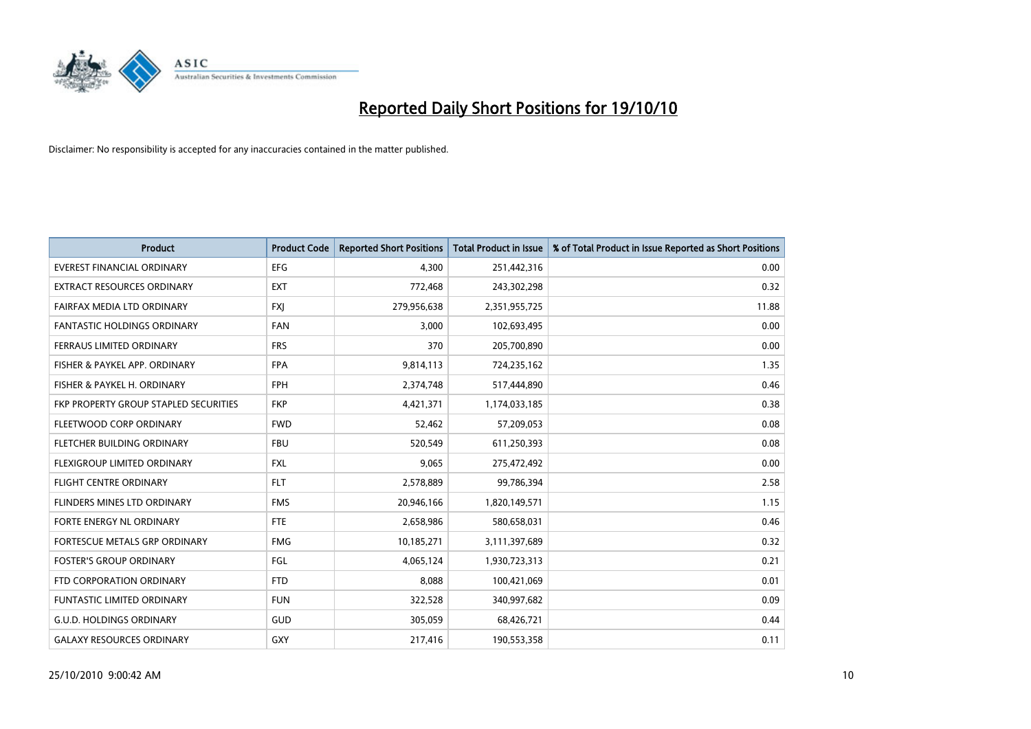# Reported Daily Short Positions for 19/10/10

Disclaimer: No responsibility is accepted for any inaccuracies contained in the matter published.

| Product | Product Code | Reported Short Positions | Total Product in Issue | % of Total Product in Issue Reported as Short Positions |
|---|---|---|---|---|
| EVEREST FINANCIAL ORDINARY | EFG | 4,300 | 251,442,316 | 0.00 |
| EXTRACT RESOURCES ORDINARY | EXT | 772,468 | 243,302,298 | 0.32 |
| FAIRFAX MEDIA LTD ORDINARY | FXJ | 279,956,638 | 2,351,955,725 | 11.88 |
| FANTASTIC HOLDINGS ORDINARY | FAN | 3,000 | 102,693,495 | 0.00 |
| FERRAUS LIMITED ORDINARY | FRS | 370 | 205,700,890 | 0.00 |
| FISHER & PAYKEL APP. ORDINARY | FPA | 9,814,113 | 724,235,162 | 1.35 |
| FISHER & PAYKEL H. ORDINARY | FPH | 2,374,748 | 517,444,890 | 0.46 |
| FKP PROPERTY GROUP STAPLED SECURITIES | FKP | 4,421,371 | 1,174,033,185 | 0.38 |
| FLEETWOOD CORP ORDINARY | FWD | 52,462 | 57,209,053 | 0.08 |
| FLETCHER BUILDING ORDINARY | FBU | 520,549 | 611,250,393 | 0.08 |
| FLEXIGROUP LIMITED ORDINARY | FXL | 9,065 | 275,472,492 | 0.00 |
| FLIGHT CENTRE ORDINARY | FLT | 2,578,889 | 99,786,394 | 2.58 |
| FLINDERS MINES LTD ORDINARY | FMS | 20,946,166 | 1,820,149,571 | 1.15 |
| FORTE ENERGY NL ORDINARY | FTE | 2,658,986 | 580,658,031 | 0.46 |
| FORTESCUE METALS GRP ORDINARY | FMG | 10,185,271 | 3,111,397,689 | 0.32 |
| FOSTER'S GROUP ORDINARY | FGL | 4,065,124 | 1,930,723,313 | 0.21 |
| FTD CORPORATION ORDINARY | FTD | 8,088 | 100,421,069 | 0.01 |
| FUNTASTIC LIMITED ORDINARY | FUN | 322,528 | 340,997,682 | 0.09 |
| G.U.D. HOLDINGS ORDINARY | GUD | 305,059 | 68,426,721 | 0.44 |
| GALAXY RESOURCES ORDINARY | GXY | 217,416 | 190,553,358 | 0.11 |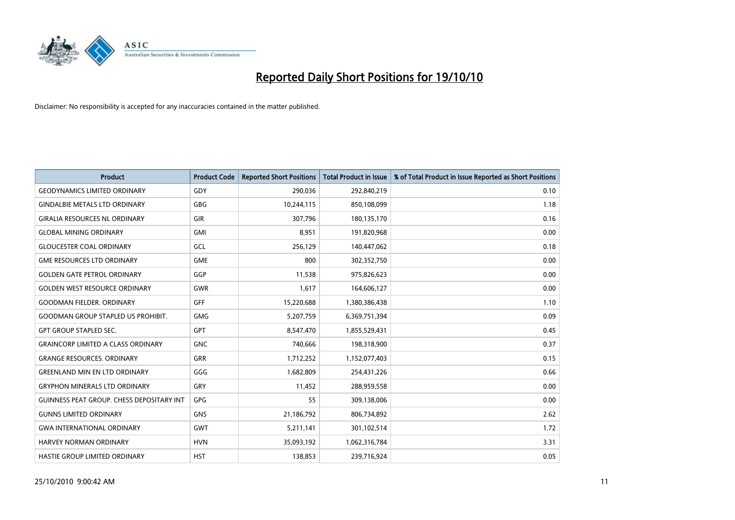# Reported Daily Short Positions for 19/10/10

Disclaimer: No responsibility is accepted for any inaccuracies contained in the matter published.

| Product | Product Code | Reported Short Positions | Total Product in Issue | % of Total Product in Issue Reported as Short Positions |
|---|---|---|---|---|
| GEODYNAMICS LIMITED ORDINARY | GDY | 290,036 | 292,840,219 | 0.10 |
| GINDALBIE METALS LTD ORDINARY | GBG | 10,244,115 | 850,108,099 | 1.18 |
| GIRALIA RESOURCES NL ORDINARY | GIR | 307,796 | 180,135,170 | 0.16 |
| GLOBAL MINING ORDINARY | GMI | 8,951 | 191,820,968 | 0.00 |
| GLOUCESTER COAL ORDINARY | GCL | 256,129 | 140,447,062 | 0.18 |
| GME RESOURCES LTD ORDINARY | GME | 800 | 302,352,750 | 0.00 |
| GOLDEN GATE PETROL ORDINARY | GGP | 11,538 | 975,826,623 | 0.00 |
| GOLDEN WEST RESOURCE ORDINARY | GWR | 1,617 | 164,606,127 | 0.00 |
| GOODMAN FIELDER. ORDINARY | GFF | 15,220,688 | 1,380,386,438 | 1.10 |
| GOODMAN GROUP STAPLED US PROHIBIT. | GMG | 5,207,759 | 6,369,751,394 | 0.09 |
| GPT GROUP STAPLED SEC. | GPT | 8,547,470 | 1,855,529,431 | 0.45 |
| GRAINCORP LIMITED A CLASS ORDINARY | GNC | 740,666 | 198,318,900 | 0.37 |
| GRANGE RESOURCES. ORDINARY | GRR | 1,712,252 | 1,152,077,403 | 0.15 |
| GREENLAND MIN EN LTD ORDINARY | GGG | 1,682,809 | 254,431,226 | 0.66 |
| GRYPHON MINERALS LTD ORDINARY | GRY | 11,452 | 288,959,558 | 0.00 |
| GUINNESS PEAT GROUP. CHESS DEPOSITARY INT | GPG | 55 | 309,138,006 | 0.00 |
| GUNNS LIMITED ORDINARY | GNS | 21,186,792 | 806,734,892 | 2.62 |
| GWA INTERNATIONAL ORDINARY | GWT | 5,211,141 | 301,102,514 | 1.72 |
| HARVEY NORMAN ORDINARY | HVN | 35,093,192 | 1,062,316,784 | 3.31 |
| HASTIE GROUP LIMITED ORDINARY | HST | 138,853 | 239,716,924 | 0.05 |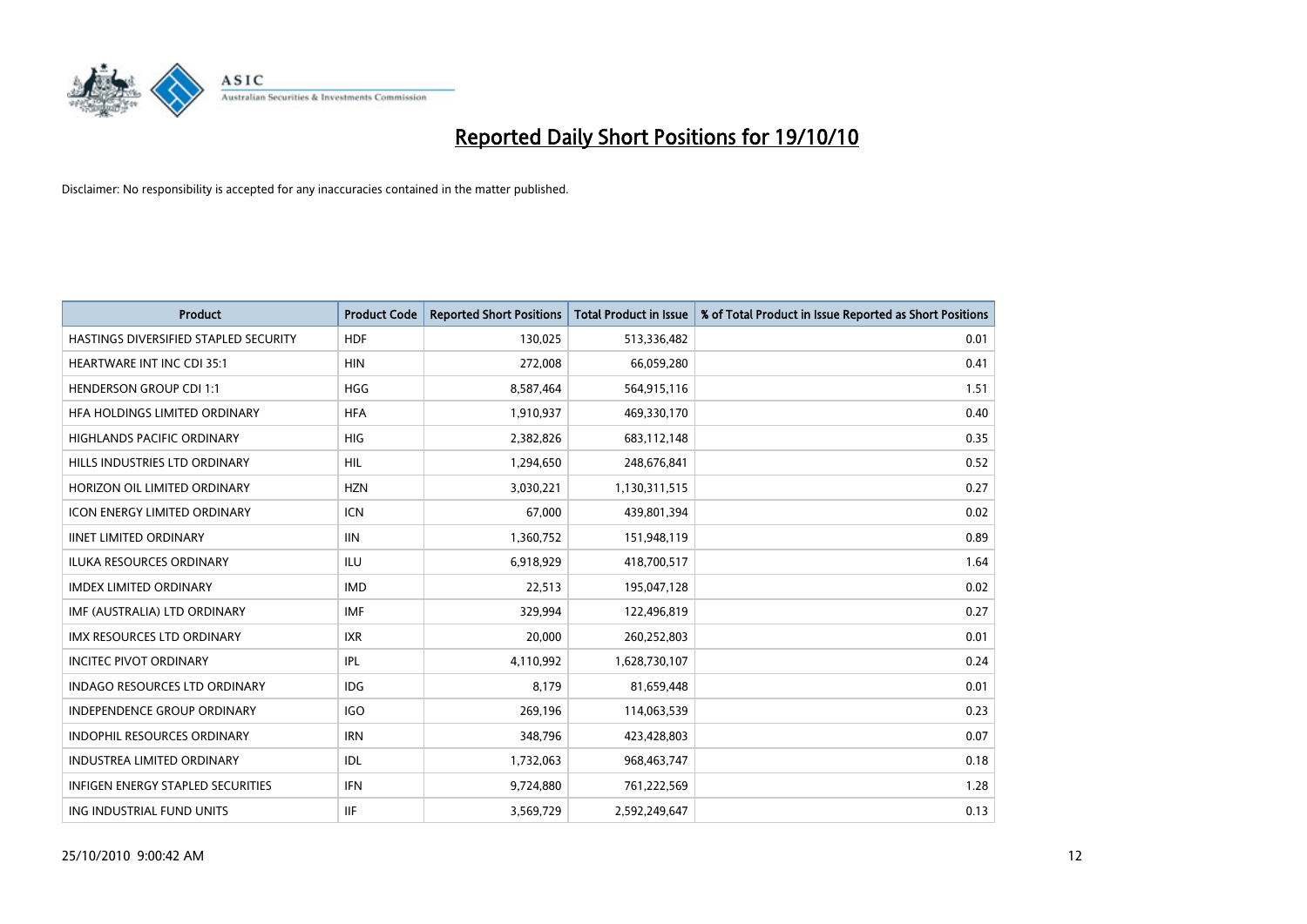# Reported Daily Short Positions for 19/10/10

Disclaimer: No responsibility is accepted for any inaccuracies contained in the matter published.

| Product | Product Code | Reported Short Positions | Total Product in Issue | % of Total Product in Issue Reported as Short Positions |
|---|---|---|---|---|
| HASTINGS DIVERSIFIED STAPLED SECURITY | HDF | 130,025 | 513,336,482 | 0.01 |
| HEARTWARE INT INC CDI 35:1 | HIN | 272,008 | 66,059,280 | 0.41 |
| HENDERSON GROUP CDI 1:1 | HGG | 8,587,464 | 564,915,116 | 1.51 |
| HFA HOLDINGS LIMITED ORDINARY | HFA | 1,910,937 | 469,330,170 | 0.40 |
| HIGHLANDS PACIFIC ORDINARY | HIG | 2,382,826 | 683,112,148 | 0.35 |
| HILLS INDUSTRIES LTD ORDINARY | HIL | 1,294,650 | 248,676,841 | 0.52 |
| HORIZON OIL LIMITED ORDINARY | HZN | 3,030,221 | 1,130,311,515 | 0.27 |
| ICON ENERGY LIMITED ORDINARY | ICN | 67,000 | 439,801,394 | 0.02 |
| IINET LIMITED ORDINARY | IIN | 1,360,752 | 151,948,119 | 0.89 |
| ILUKA RESOURCES ORDINARY | ILU | 6,918,929 | 418,700,517 | 1.64 |
| IMDEX LIMITED ORDINARY | IMD | 22,513 | 195,047,128 | 0.02 |
| IMF (AUSTRALIA) LTD ORDINARY | IMF | 329,994 | 122,496,819 | 0.27 |
| IMX RESOURCES LTD ORDINARY | IXR | 20,000 | 260,252,803 | 0.01 |
| INCITEC PIVOT ORDINARY | IPL | 4,110,992 | 1,628,730,107 | 0.24 |
| INDAGO RESOURCES LTD ORDINARY | IDG | 8,179 | 81,659,448 | 0.01 |
| INDEPENDENCE GROUP ORDINARY | IGO | 269,196 | 114,063,539 | 0.23 |
| INDOPHIL RESOURCES ORDINARY | IRN | 348,796 | 423,428,803 | 0.07 |
| INDUSTREA LIMITED ORDINARY | IDL | 1,732,063 | 968,463,747 | 0.18 |
| INFIGEN ENERGY STAPLED SECURITIES | IFN | 9,724,880 | 761,222,569 | 1.28 |
| ING INDUSTRIAL FUND UNITS | IIF | 3,569,729 | 2,592,249,647 | 0.13 |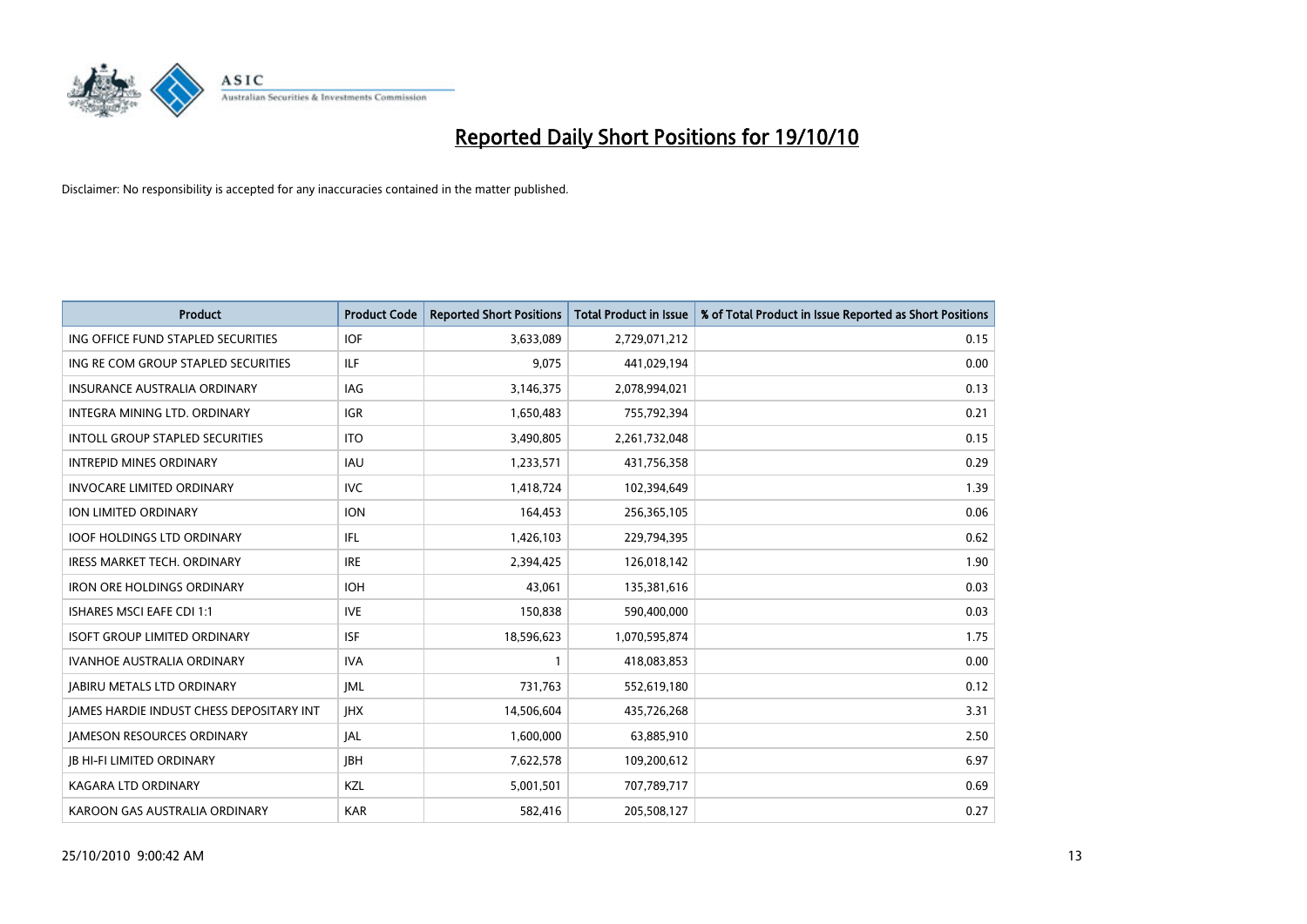# Reported Daily Short Positions for 19/10/10

Disclaimer: No responsibility is accepted for any inaccuracies contained in the matter published.

| Product | Product Code | Reported Short Positions | Total Product in Issue | % of Total Product in Issue Reported as Short Positions |
|---|---|---|---|---|
| ING OFFICE FUND STAPLED SECURITIES | IOF | 3,633,089 | 2,729,071,212 | 0.15 |
| ING RE COM GROUP STAPLED SECURITIES | ILF | 9,075 | 441,029,194 | 0.00 |
| INSURANCE AUSTRALIA ORDINARY | IAG | 3,146,375 | 2,078,994,021 | 0.13 |
| INTEGRA MINING LTD. ORDINARY | IGR | 1,650,483 | 755,792,394 | 0.21 |
| INTOLL GROUP STAPLED SECURITIES | ITO | 3,490,805 | 2,261,732,048 | 0.15 |
| INTREPID MINES ORDINARY | IAU | 1,233,571 | 431,756,358 | 0.29 |
| INVOCARE LIMITED ORDINARY | IVC | 1,418,724 | 102,394,649 | 1.39 |
| ION LIMITED ORDINARY | ION | 164,453 | 256,365,105 | 0.06 |
| IOOF HOLDINGS LTD ORDINARY | IFL | 1,426,103 | 229,794,395 | 0.62 |
| IRESS MARKET TECH. ORDINARY | IRE | 2,394,425 | 126,018,142 | 1.90 |
| IRON ORE HOLDINGS ORDINARY | IOH | 43,061 | 135,381,616 | 0.03 |
| ISHARES MSCI EAFE CDI 1:1 | IVE | 150,838 | 590,400,000 | 0.03 |
| ISOFT GROUP LIMITED ORDINARY | ISF | 18,596,623 | 1,070,595,874 | 1.75 |
| IVANHOE AUSTRALIA ORDINARY | IVA | 1 | 418,083,853 | 0.00 |
| JABIRU METALS LTD ORDINARY | JML | 731,763 | 552,619,180 | 0.12 |
| JAMES HARDIE INDUST CHESS DEPOSITARY INT | JHX | 14,506,604 | 435,726,268 | 3.31 |
| JAMESON RESOURCES ORDINARY | JAL | 1,600,000 | 63,885,910 | 2.50 |
| JB HI-FI LIMITED ORDINARY | JBH | 7,622,578 | 109,200,612 | 6.97 |
| KAGARA LTD ORDINARY | KZL | 5,001,501 | 707,789,717 | 0.69 |
| KAROON GAS AUSTRALIA ORDINARY | KAR | 582,416 | 205,508,127 | 0.27 |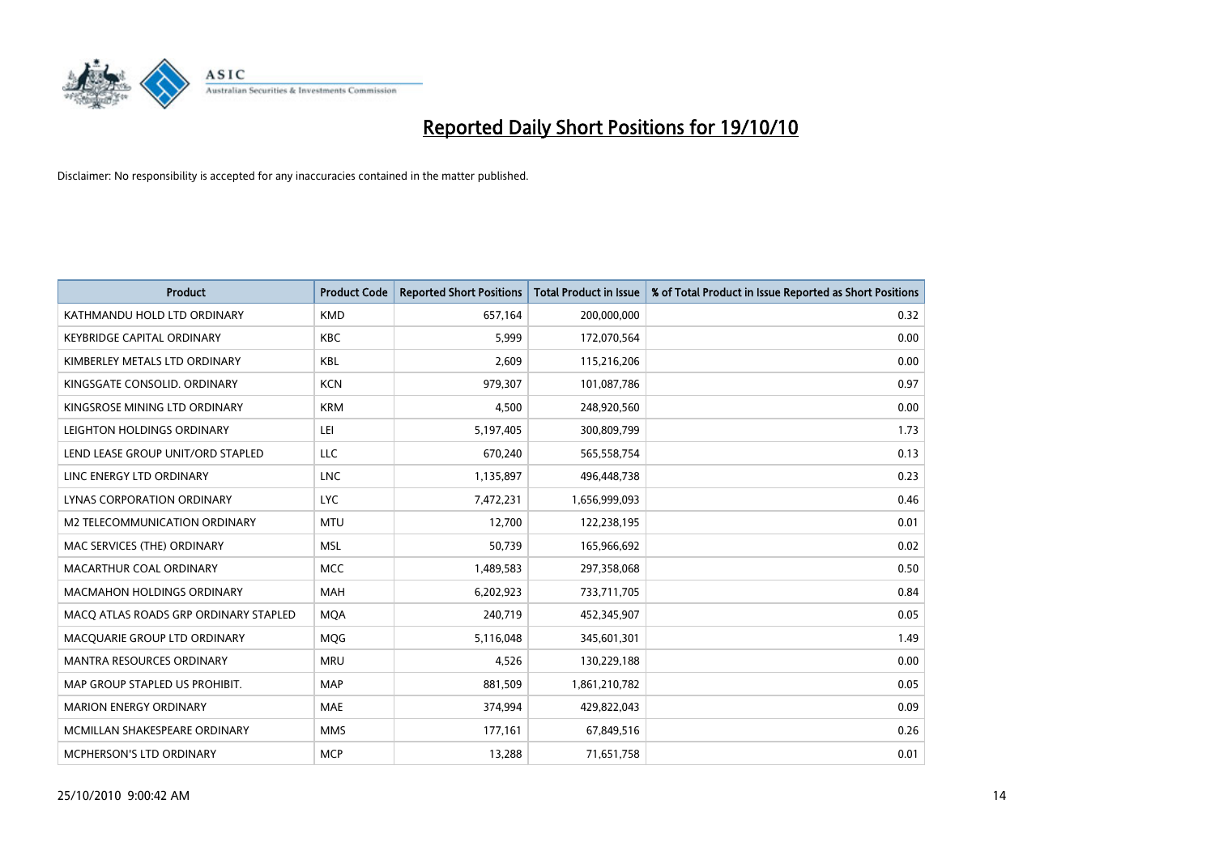# Reported Daily Short Positions for 19/10/10

Disclaimer: No responsibility is accepted for any inaccuracies contained in the matter published.

| Product | Product Code | Reported Short Positions | Total Product in Issue | % of Total Product in Issue Reported as Short Positions |
|---|---|---|---|---|
| KATHMANDU HOLD LTD ORDINARY | KMD | 657,164 | 200,000,000 | 0.32 |
| KEYBRIDGE CAPITAL ORDINARY | KBC | 5,999 | 172,070,564 | 0.00 |
| KIMBERLEY METALS LTD ORDINARY | KBL | 2,609 | 115,216,206 | 0.00 |
| KINGSGATE CONSOLID. ORDINARY | KCN | 979,307 | 101,087,786 | 0.97 |
| KINGSROSE MINING LTD ORDINARY | KRM | 4,500 | 248,920,560 | 0.00 |
| LEIGHTON HOLDINGS ORDINARY | LEI | 5,197,405 | 300,809,799 | 1.73 |
| LEND LEASE GROUP UNIT/ORD STAPLED | LLC | 670,240 | 565,558,754 | 0.13 |
| LINC ENERGY LTD ORDINARY | LNC | 1,135,897 | 496,448,738 | 0.23 |
| LYNAS CORPORATION ORDINARY | LYC | 7,472,231 | 1,656,999,093 | 0.46 |
| M2 TELECOMMUNICATION ORDINARY | MTU | 12,700 | 122,238,195 | 0.01 |
| MAC SERVICES (THE) ORDINARY | MSL | 50,739 | 165,966,692 | 0.02 |
| MACARTHUR COAL ORDINARY | MCC | 1,489,583 | 297,358,068 | 0.50 |
| MACMAHON HOLDINGS ORDINARY | MAH | 6,202,923 | 733,711,705 | 0.84 |
| MACQ ATLAS ROADS GRP ORDINARY STAPLED | MQA | 240,719 | 452,345,907 | 0.05 |
| MACQUARIE GROUP LTD ORDINARY | MQG | 5,116,048 | 345,601,301 | 1.49 |
| MANTRA RESOURCES ORDINARY | MRU | 4,526 | 130,229,188 | 0.00 |
| MAP GROUP STAPLED US PROHIBIT. | MAP | 881,509 | 1,861,210,782 | 0.05 |
| MARION ENERGY ORDINARY | MAE | 374,994 | 429,822,043 | 0.09 |
| MCMILLAN SHAKESPEARE ORDINARY | MMS | 177,161 | 67,849,516 | 0.26 |
| MCPHERSON'S LTD ORDINARY | MCP | 13,288 | 71,651,758 | 0.01 |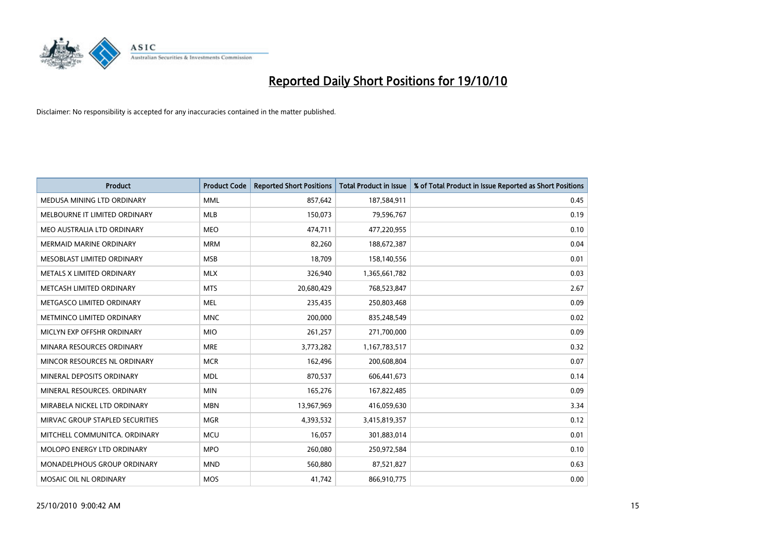# Reported Daily Short Positions for 19/10/10

Disclaimer: No responsibility is accepted for any inaccuracies contained in the matter published.

| Product | Product Code | Reported Short Positions | Total Product in Issue | % of Total Product in Issue Reported as Short Positions |
|---|---|---|---|---|
| MEDUSA MINING LTD ORDINARY | MML | 857,642 | 187,584,911 | 0.45 |
| MELBOURNE IT LIMITED ORDINARY | MLB | 150,073 | 79,596,767 | 0.19 |
| MEO AUSTRALIA LTD ORDINARY | MEO | 474,711 | 477,220,955 | 0.10 |
| MERMAID MARINE ORDINARY | MRM | 82,260 | 188,672,387 | 0.04 |
| MESOBLAST LIMITED ORDINARY | MSB | 18,709 | 158,140,556 | 0.01 |
| METALS X LIMITED ORDINARY | MLX | 326,940 | 1,365,661,782 | 0.03 |
| METCASH LIMITED ORDINARY | MTS | 20,680,429 | 768,523,847 | 2.67 |
| METGASCO LIMITED ORDINARY | MEL | 235,435 | 250,803,468 | 0.09 |
| METMINCO LIMITED ORDINARY | MNC | 200,000 | 835,248,549 | 0.02 |
| MICLYN EXP OFFSHR ORDINARY | MIO | 261,257 | 271,700,000 | 0.09 |
| MINARA RESOURCES ORDINARY | MRE | 3,773,282 | 1,167,783,517 | 0.32 |
| MINCOR RESOURCES NL ORDINARY | MCR | 162,496 | 200,608,804 | 0.07 |
| MINERAL DEPOSITS ORDINARY | MDL | 870,537 | 606,441,673 | 0.14 |
| MINERAL RESOURCES. ORDINARY | MIN | 165,276 | 167,822,485 | 0.09 |
| MIRABELA NICKEL LTD ORDINARY | MBN | 13,967,969 | 416,059,630 | 3.34 |
| MIRVAC GROUP STAPLED SECURITIES | MGR | 4,393,532 | 3,415,819,357 | 0.12 |
| MITCHELL COMMUNITCA. ORDINARY | MCU | 16,057 | 301,883,014 | 0.01 |
| MOLOPO ENERGY LTD ORDINARY | MPO | 260,080 | 250,972,584 | 0.10 |
| MONADELPHOUS GROUP ORDINARY | MND | 560,880 | 87,521,827 | 0.63 |
| MOSAIC OIL NL ORDINARY | MOS | 41,742 | 866,910,775 | 0.00 |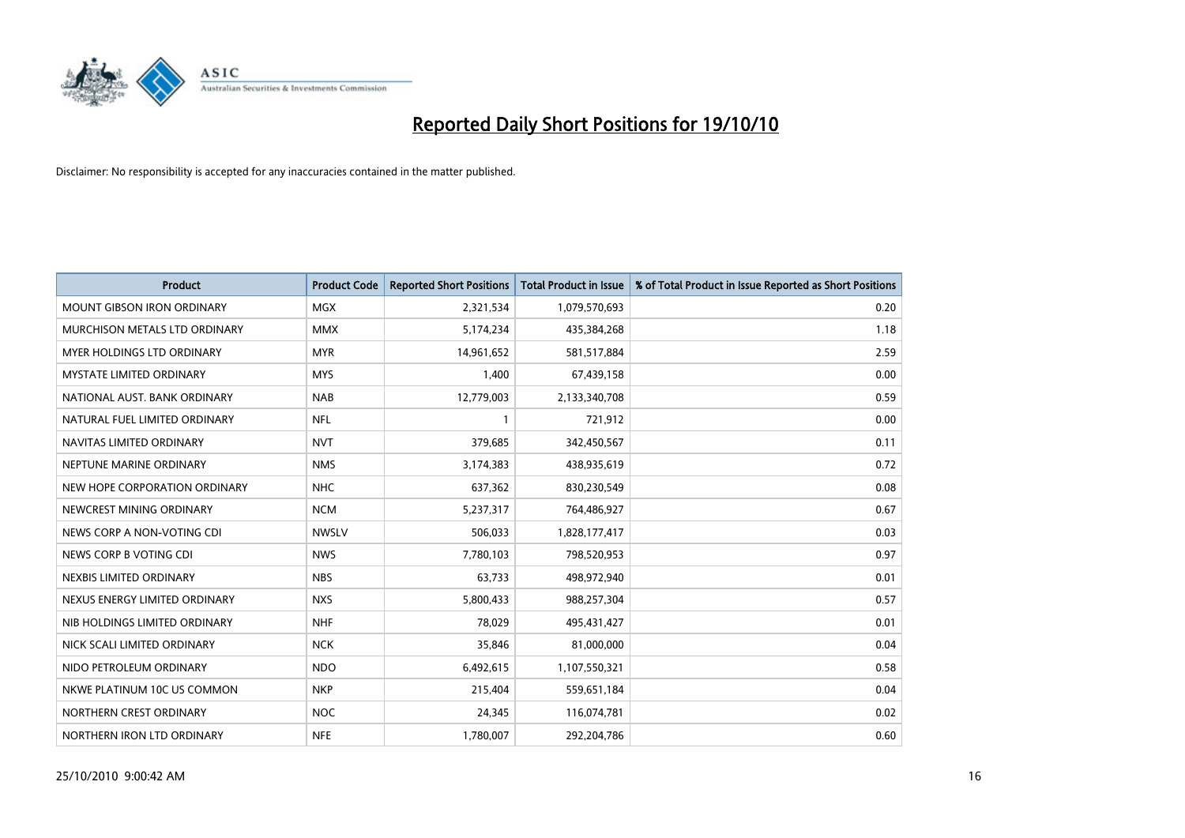# Reported Daily Short Positions for 19/10/10

Disclaimer: No responsibility is accepted for any inaccuracies contained in the matter published.

| Product | Product Code | Reported Short Positions | Total Product in Issue | % of Total Product in Issue Reported as Short Positions |
|---|---|---|---|---|
| MOUNT GIBSON IRON ORDINARY | MGX | 2,321,534 | 1,079,570,693 | 0.20 |
| MURCHISON METALS LTD ORDINARY | MMX | 5,174,234 | 435,384,268 | 1.18 |
| MYER HOLDINGS LTD ORDINARY | MYR | 14,961,652 | 581,517,884 | 2.59 |
| MYSTATE LIMITED ORDINARY | MYS | 1,400 | 67,439,158 | 0.00 |
| NATIONAL AUST. BANK ORDINARY | NAB | 12,779,003 | 2,133,340,708 | 0.59 |
| NATURAL FUEL LIMITED ORDINARY | NFL | 1 | 721,912 | 0.00 |
| NAVITAS LIMITED ORDINARY | NVT | 379,685 | 342,450,567 | 0.11 |
| NEPTUNE MARINE ORDINARY | NMS | 3,174,383 | 438,935,619 | 0.72 |
| NEW HOPE CORPORATION ORDINARY | NHC | 637,362 | 830,230,549 | 0.08 |
| NEWCREST MINING ORDINARY | NCM | 5,237,317 | 764,486,927 | 0.67 |
| NEWS CORP A NON-VOTING CDI | NWSLV | 506,033 | 1,828,177,417 | 0.03 |
| NEWS CORP B VOTING CDI | NWS | 7,780,103 | 798,520,953 | 0.97 |
| NEXBIS LIMITED ORDINARY | NBS | 63,733 | 498,972,940 | 0.01 |
| NEXUS ENERGY LIMITED ORDINARY | NXS | 5,800,433 | 988,257,304 | 0.57 |
| NIB HOLDINGS LIMITED ORDINARY | NHF | 78,029 | 495,431,427 | 0.01 |
| NICK SCALI LIMITED ORDINARY | NCK | 35,846 | 81,000,000 | 0.04 |
| NIDO PETROLEUM ORDINARY | NDO | 6,492,615 | 1,107,550,321 | 0.58 |
| NKWE PLATINUM 10C US COMMON | NKP | 215,404 | 559,651,184 | 0.04 |
| NORTHERN CREST ORDINARY | NOC | 24,345 | 116,074,781 | 0.02 |
| NORTHERN IRON LTD ORDINARY | NFE | 1,780,007 | 292,204,786 | 0.60 |

25/10/2010 9:00:42 AM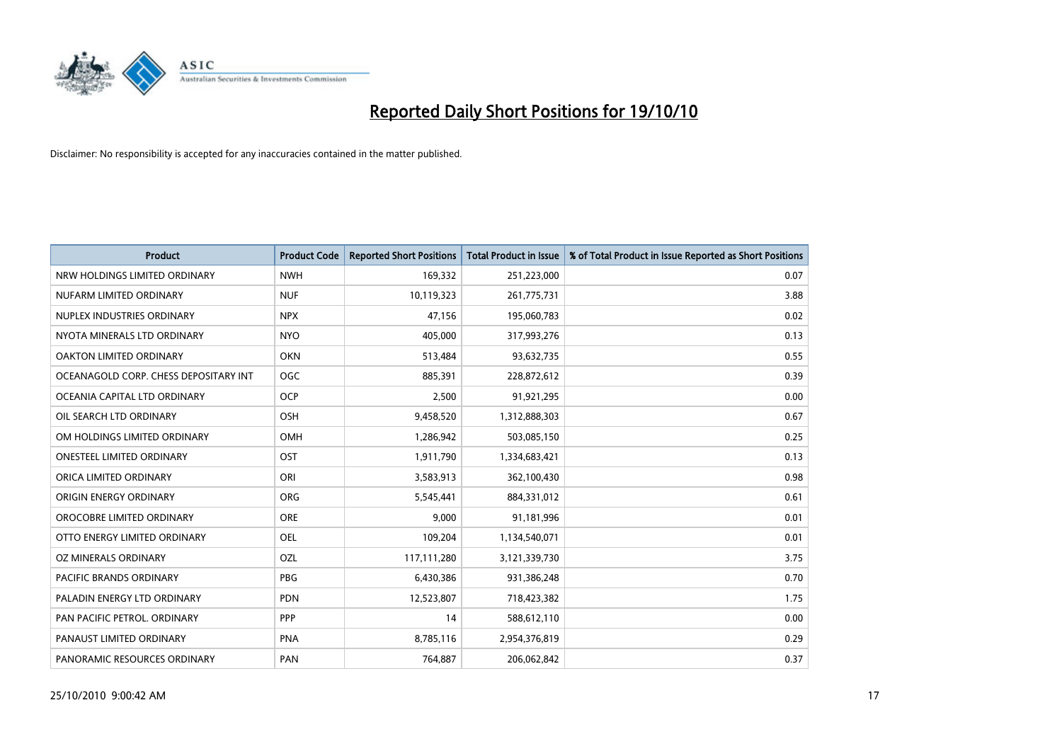# Reported Daily Short Positions for 19/10/10

Disclaimer: No responsibility is accepted for any inaccuracies contained in the matter published.

| Product | Product Code | Reported Short Positions | Total Product in Issue | % of Total Product in Issue Reported as Short Positions |
|---|---|---|---|---|
| NRW HOLDINGS LIMITED ORDINARY | NWH | 169,332 | 251,223,000 | 0.07 |
| NUFARM LIMITED ORDINARY | NUF | 10,119,323 | 261,775,731 | 3.88 |
| NUPLEX INDUSTRIES ORDINARY | NPX | 47,156 | 195,060,783 | 0.02 |
| NYOTA MINERALS LTD ORDINARY | NYO | 405,000 | 317,993,276 | 0.13 |
| OAKTON LIMITED ORDINARY | OKN | 513,484 | 93,632,735 | 0.55 |
| OCEANAGOLD CORP. CHESS DEPOSITARY INT | OGC | 885,391 | 228,872,612 | 0.39 |
| OCEANIA CAPITAL LTD ORDINARY | OCP | 2,500 | 91,921,295 | 0.00 |
| OIL SEARCH LTD ORDINARY | OSH | 9,458,520 | 1,312,888,303 | 0.67 |
| OM HOLDINGS LIMITED ORDINARY | OMH | 1,286,942 | 503,085,150 | 0.25 |
| ONESTEEL LIMITED ORDINARY | OST | 1,911,790 | 1,334,683,421 | 0.13 |
| ORICA LIMITED ORDINARY | ORI | 3,583,913 | 362,100,430 | 0.98 |
| ORIGIN ENERGY ORDINARY | ORG | 5,545,441 | 884,331,012 | 0.61 |
| OROCOBRE LIMITED ORDINARY | ORE | 9,000 | 91,181,996 | 0.01 |
| OTTO ENERGY LIMITED ORDINARY | OEL | 109,204 | 1,134,540,071 | 0.01 |
| OZ MINERALS ORDINARY | OZL | 117,111,280 | 3,121,339,730 | 3.75 |
| PACIFIC BRANDS ORDINARY | PBG | 6,430,386 | 931,386,248 | 0.70 |
| PALADIN ENERGY LTD ORDINARY | PDN | 12,523,807 | 718,423,382 | 1.75 |
| PAN PACIFIC PETROL. ORDINARY | PPP | 14 | 588,612,110 | 0.00 |
| PANAUST LIMITED ORDINARY | PNA | 8,785,116 | 2,954,376,819 | 0.29 |
| PANORAMIC RESOURCES ORDINARY | PAN | 764,887 | 206,062,842 | 0.37 |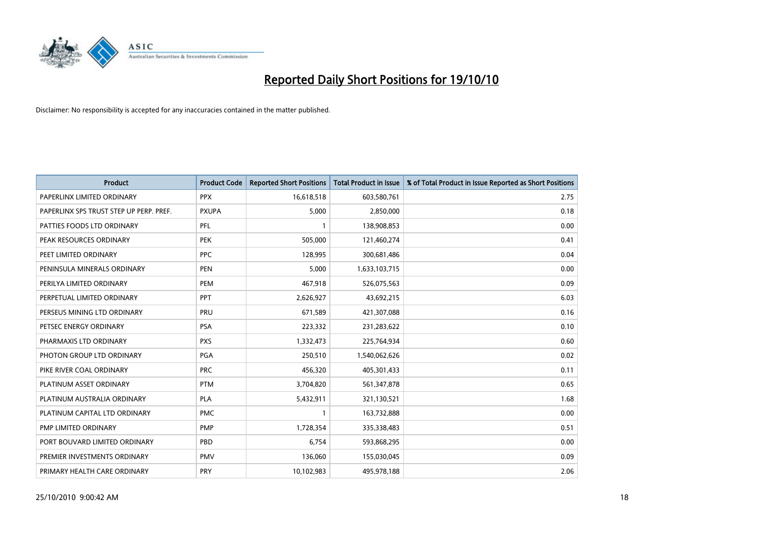# Reported Daily Short Positions for 19/10/10

Disclaimer: No responsibility is accepted for any inaccuracies contained in the matter published.

| Product | Product Code | Reported Short Positions | Total Product in Issue | % of Total Product in Issue Reported as Short Positions |
|---|---|---|---|---|
| PAPERLINX LIMITED ORDINARY | PPX | 16,618,518 | 603,580,761 | 2.75 |
| PAPERLINX SPS TRUST STEP UP PERP. PREF. | PXUPA | 5,000 | 2,850,000 | 0.18 |
| PATTIES FOODS LTD ORDINARY | PFL | 1 | 138,908,853 | 0.00 |
| PEAK RESOURCES ORDINARY | PEK | 505,000 | 121,460,274 | 0.41 |
| PEET LIMITED ORDINARY | PPC | 128,995 | 300,681,486 | 0.04 |
| PENINSULA MINERALS ORDINARY | PEN | 5,000 | 1,633,103,715 | 0.00 |
| PERILYA LIMITED ORDINARY | PEM | 467,918 | 526,075,563 | 0.09 |
| PERPETUAL LIMITED ORDINARY | PPT | 2,626,927 | 43,692,215 | 6.03 |
| PERSEUS MINING LTD ORDINARY | PRU | 671,589 | 421,307,088 | 0.16 |
| PETSEC ENERGY ORDINARY | PSA | 223,332 | 231,283,622 | 0.10 |
| PHARMAXIS LTD ORDINARY | PXS | 1,332,473 | 225,764,934 | 0.60 |
| PHOTON GROUP LTD ORDINARY | PGA | 250,510 | 1,540,062,626 | 0.02 |
| PIKE RIVER COAL ORDINARY | PRC | 456,320 | 405,301,433 | 0.11 |
| PLATINUM ASSET ORDINARY | PTM | 3,704,820 | 561,347,878 | 0.65 |
| PLATINUM AUSTRALIA ORDINARY | PLA | 5,432,911 | 321,130,521 | 1.68 |
| PLATINUM CAPITAL LTD ORDINARY | PMC | 1 | 163,732,888 | 0.00 |
| PMP LIMITED ORDINARY | PMP | 1,728,354 | 335,338,483 | 0.51 |
| PORT BOUVARD LIMITED ORDINARY | PBD | 6,754 | 593,868,295 | 0.00 |
| PREMIER INVESTMENTS ORDINARY | PMV | 136,060 | 155,030,045 | 0.09 |
| PRIMARY HEALTH CARE ORDINARY | PRY | 10,102,983 | 495,978,188 | 2.06 |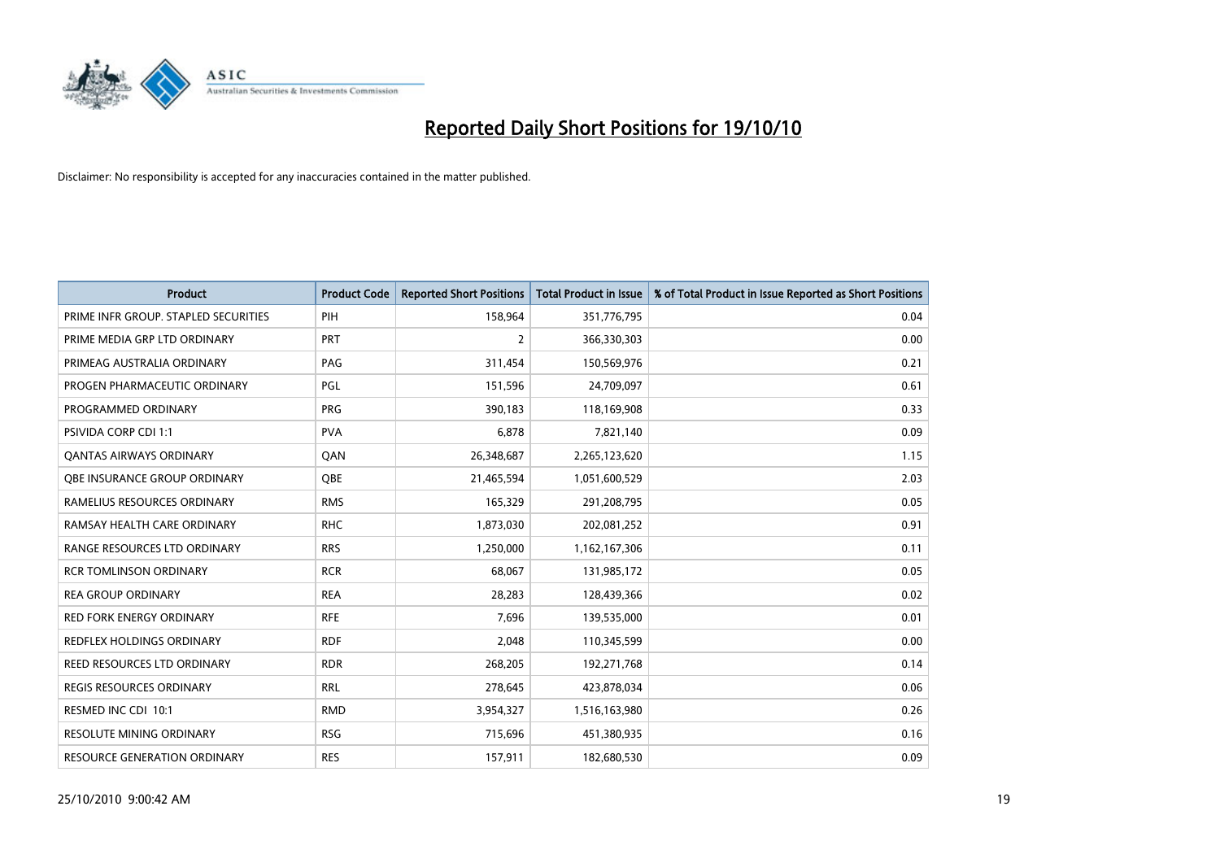# Reported Daily Short Positions for 19/10/10

Disclaimer: No responsibility is accepted for any inaccuracies contained in the matter published.

| Product | Product Code | Reported Short Positions | Total Product in Issue | % of Total Product in Issue Reported as Short Positions |
|---|---|---|---|---|
| PRIME INFR GROUP. STAPLED SECURITIES | PIH | 158,964 | 351,776,795 | 0.04 |
| PRIME MEDIA GRP LTD ORDINARY | PRT | 2 | 366,330,303 | 0.00 |
| PRIMEAG AUSTRALIA ORDINARY | PAG | 311,454 | 150,569,976 | 0.21 |
| PROGEN PHARMACEUTIC ORDINARY | PGL | 151,596 | 24,709,097 | 0.61 |
| PROGRAMMED ORDINARY | PRG | 390,183 | 118,169,908 | 0.33 |
| PSIVIDA CORP CDI 1:1 | PVA | 6,878 | 7,821,140 | 0.09 |
| QANTAS AIRWAYS ORDINARY | QAN | 26,348,687 | 2,265,123,620 | 1.15 |
| QBE INSURANCE GROUP ORDINARY | QBE | 21,465,594 | 1,051,600,529 | 2.03 |
| RAMELIUS RESOURCES ORDINARY | RMS | 165,329 | 291,208,795 | 0.05 |
| RAMSAY HEALTH CARE ORDINARY | RHC | 1,873,030 | 202,081,252 | 0.91 |
| RANGE RESOURCES LTD ORDINARY | RRS | 1,250,000 | 1,162,167,306 | 0.11 |
| RCR TOMLINSON ORDINARY | RCR | 68,067 | 131,985,172 | 0.05 |
| REA GROUP ORDINARY | REA | 28,283 | 128,439,366 | 0.02 |
| RED FORK ENERGY ORDINARY | RFE | 7,696 | 139,535,000 | 0.01 |
| REDFLEX HOLDINGS ORDINARY | RDF | 2,048 | 110,345,599 | 0.00 |
| REED RESOURCES LTD ORDINARY | RDR | 268,205 | 192,271,768 | 0.14 |
| REGIS RESOURCES ORDINARY | RRL | 278,645 | 423,878,034 | 0.06 |
| RESMED INC CDI 10:1 | RMD | 3,954,327 | 1,516,163,980 | 0.26 |
| RESOLUTE MINING ORDINARY | RSG | 715,696 | 451,380,935 | 0.16 |
| RESOURCE GENERATION ORDINARY | RES | 157,911 | 182,680,530 | 0.09 |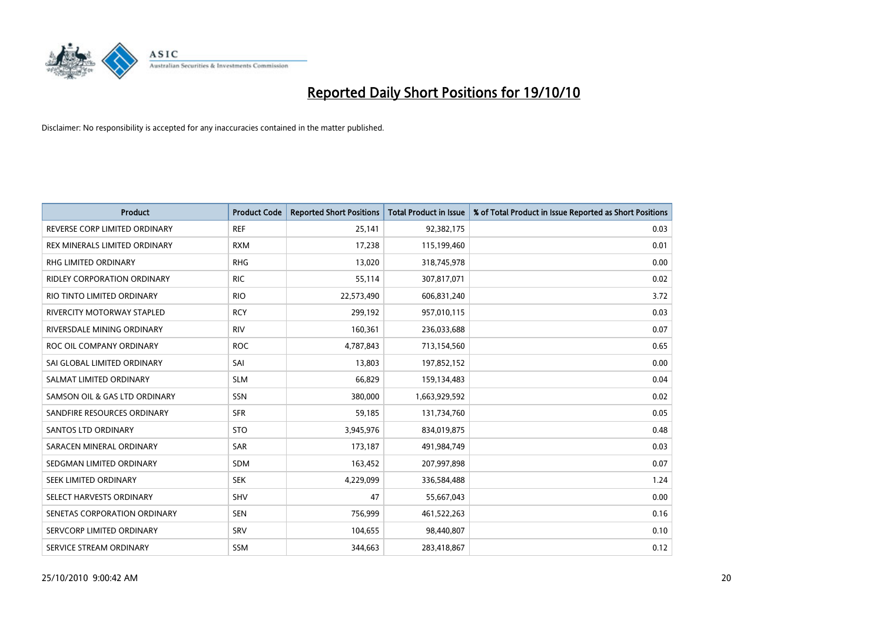# Reported Daily Short Positions for 19/10/10

Disclaimer: No responsibility is accepted for any inaccuracies contained in the matter published.

| Product | Product Code | Reported Short Positions | Total Product in Issue | % of Total Product in Issue Reported as Short Positions |
|---|---|---|---|---|
| REVERSE CORP LIMITED ORDINARY | REF | 25,141 | 92,382,175 | 0.03 |
| REX MINERALS LIMITED ORDINARY | RXM | 17,238 | 115,199,460 | 0.01 |
| RHG LIMITED ORDINARY | RHG | 13,020 | 318,745,978 | 0.00 |
| RIDLEY CORPORATION ORDINARY | RIC | 55,114 | 307,817,071 | 0.02 |
| RIO TINTO LIMITED ORDINARY | RIO | 22,573,490 | 606,831,240 | 3.72 |
| RIVERCITY MOTORWAY STAPLED | RCY | 299,192 | 957,010,115 | 0.03 |
| RIVERSDALE MINING ORDINARY | RIV | 160,361 | 236,033,688 | 0.07 |
| ROC OIL COMPANY ORDINARY | ROC | 4,787,843 | 713,154,560 | 0.65 |
| SAI GLOBAL LIMITED ORDINARY | SAI | 13,803 | 197,852,152 | 0.00 |
| SALMAT LIMITED ORDINARY | SLM | 66,829 | 159,134,483 | 0.04 |
| SAMSON OIL & GAS LTD ORDINARY | SSN | 380,000 | 1,663,929,592 | 0.02 |
| SANDFIRE RESOURCES ORDINARY | SFR | 59,185 | 131,734,760 | 0.05 |
| SANTOS LTD ORDINARY | STO | 3,945,976 | 834,019,875 | 0.48 |
| SARACEN MINERAL ORDINARY | SAR | 173,187 | 491,984,749 | 0.03 |
| SEDGMAN LIMITED ORDINARY | SDM | 163,452 | 207,997,898 | 0.07 |
| SEEK LIMITED ORDINARY | SEK | 4,229,099 | 336,584,488 | 1.24 |
| SELECT HARVESTS ORDINARY | SHV | 47 | 55,667,043 | 0.00 |
| SENETAS CORPORATION ORDINARY | SEN | 756,999 | 461,522,263 | 0.16 |
| SERVCORP LIMITED ORDINARY | SRV | 104,655 | 98,440,807 | 0.10 |
| SERVICE STREAM ORDINARY | SSM | 344,663 | 283,418,867 | 0.12 |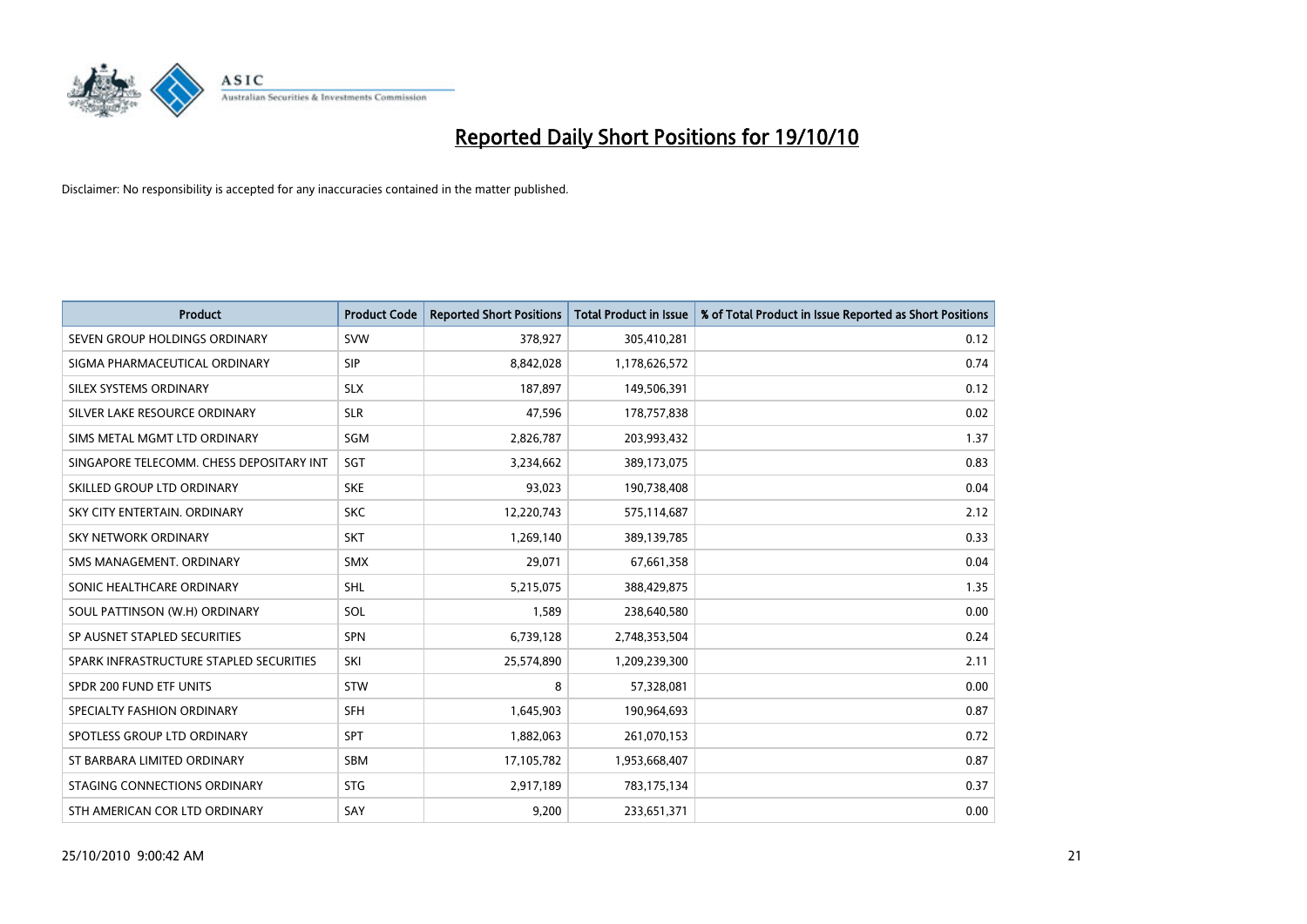# Reported Daily Short Positions for 19/10/10

Disclaimer: No responsibility is accepted for any inaccuracies contained in the matter published.

| Product | Product Code | Reported Short Positions | Total Product in Issue | % of Total Product in Issue Reported as Short Positions |
|---|---|---|---|---|
| SEVEN GROUP HOLDINGS ORDINARY | SVW | 378,927 | 305,410,281 | 0.12 |
| SIGMA PHARMACEUTICAL ORDINARY | SIP | 8,842,028 | 1,178,626,572 | 0.74 |
| SILEX SYSTEMS ORDINARY | SLX | 187,897 | 149,506,391 | 0.12 |
| SILVER LAKE RESOURCE ORDINARY | SLR | 47,596 | 178,757,838 | 0.02 |
| SIMS METAL MGMT LTD ORDINARY | SGM | 2,826,787 | 203,993,432 | 1.37 |
| SINGAPORE TELECOMM. CHESS DEPOSITARY INT | SGT | 3,234,662 | 389,173,075 | 0.83 |
| SKILLED GROUP LTD ORDINARY | SKE | 93,023 | 190,738,408 | 0.04 |
| SKY CITY ENTERTAIN. ORDINARY | SKC | 12,220,743 | 575,114,687 | 2.12 |
| SKY NETWORK ORDINARY | SKT | 1,269,140 | 389,139,785 | 0.33 |
| SMS MANAGEMENT. ORDINARY | SMX | 29,071 | 67,661,358 | 0.04 |
| SONIC HEALTHCARE ORDINARY | SHL | 5,215,075 | 388,429,875 | 1.35 |
| SOUL PATTINSON (W.H) ORDINARY | SOL | 1,589 | 238,640,580 | 0.00 |
| SP AUSNET STAPLED SECURITIES | SPN | 6,739,128 | 2,748,353,504 | 0.24 |
| SPARK INFRASTRUCTURE STAPLED SECURITIES | SKI | 25,574,890 | 1,209,239,300 | 2.11 |
| SPDR 200 FUND ETF UNITS | STW | 8 | 57,328,081 | 0.00 |
| SPECIALTY FASHION ORDINARY | SFH | 1,645,903 | 190,964,693 | 0.87 |
| SPOTLESS GROUP LTD ORDINARY | SPT | 1,882,063 | 261,070,153 | 0.72 |
| ST BARBARA LIMITED ORDINARY | SBM | 17,105,782 | 1,953,668,407 | 0.87 |
| STAGING CONNECTIONS ORDINARY | STG | 2,917,189 | 783,175,134 | 0.37 |
| STH AMERICAN COR LTD ORDINARY | SAY | 9,200 | 233,651,371 | 0.00 |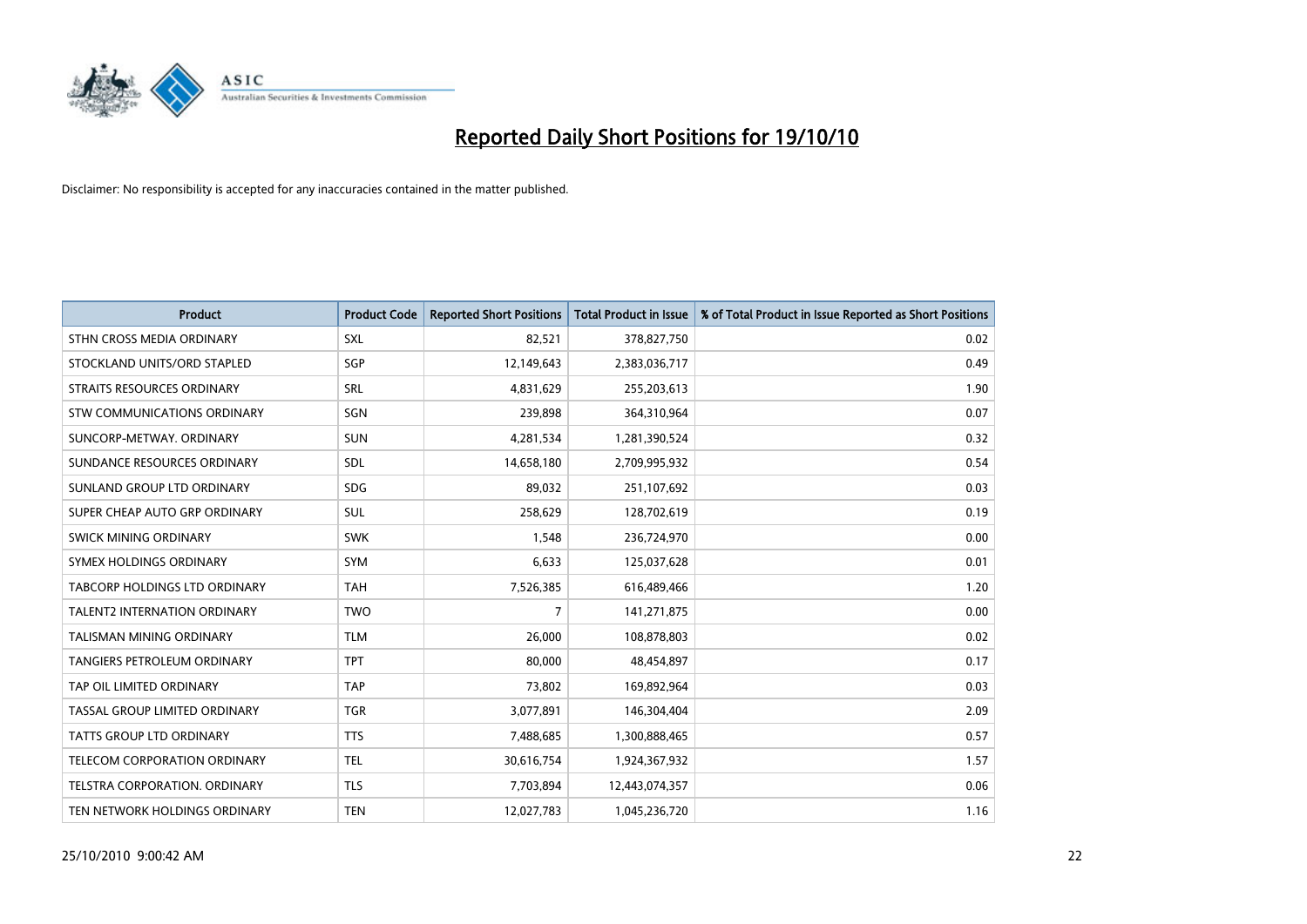# Reported Daily Short Positions for 19/10/10

Disclaimer: No responsibility is accepted for any inaccuracies contained in the matter published.

| Product | Product Code | Reported Short Positions | Total Product in Issue | % of Total Product in Issue Reported as Short Positions |
| --- | --- | --- | --- | --- |
| STHN CROSS MEDIA ORDINARY | SXL | 82,521 | 378,827,750 | 0.02 |
| STOCKLAND UNITS/ORD STAPLED | SGP | 12,149,643 | 2,383,036,717 | 0.49 |
| STRAITS RESOURCES ORDINARY | SRL | 4,831,629 | 255,203,613 | 1.90 |
| STW COMMUNICATIONS ORDINARY | SGN | 239,898 | 364,310,964 | 0.07 |
| SUNCORP-METWAY. ORDINARY | SUN | 4,281,534 | 1,281,390,524 | 0.32 |
| SUNDANCE RESOURCES ORDINARY | SDL | 14,658,180 | 2,709,995,932 | 0.54 |
| SUNLAND GROUP LTD ORDINARY | SDG | 89,032 | 251,107,692 | 0.03 |
| SUPER CHEAP AUTO GRP ORDINARY | SUL | 258,629 | 128,702,619 | 0.19 |
| SWICK MINING ORDINARY | SWK | 1,548 | 236,724,970 | 0.00 |
| SYMEX HOLDINGS ORDINARY | SYM | 6,633 | 125,037,628 | 0.01 |
| TABCORP HOLDINGS LTD ORDINARY | TAH | 7,526,385 | 616,489,466 | 1.20 |
| TALENT2 INTERNATION ORDINARY | TWO | 7 | 141,271,875 | 0.00 |
| TALISMAN MINING ORDINARY | TLM | 26,000 | 108,878,803 | 0.02 |
| TANGIERS PETROLEUM ORDINARY | TPT | 80,000 | 48,454,897 | 0.17 |
| TAP OIL LIMITED ORDINARY | TAP | 73,802 | 169,892,964 | 0.03 |
| TASSAL GROUP LIMITED ORDINARY | TGR | 3,077,891 | 146,304,404 | 2.09 |
| TATTS GROUP LTD ORDINARY | TTS | 7,488,685 | 1,300,888,465 | 0.57 |
| TELECOM CORPORATION ORDINARY | TEL | 30,616,754 | 1,924,367,932 | 1.57 |
| TELSTRA CORPORATION. ORDINARY | TLS | 7,703,894 | 12,443,074,357 | 0.06 |
| TEN NETWORK HOLDINGS ORDINARY | TEN | 12,027,783 | 1,045,236,720 | 1.16 |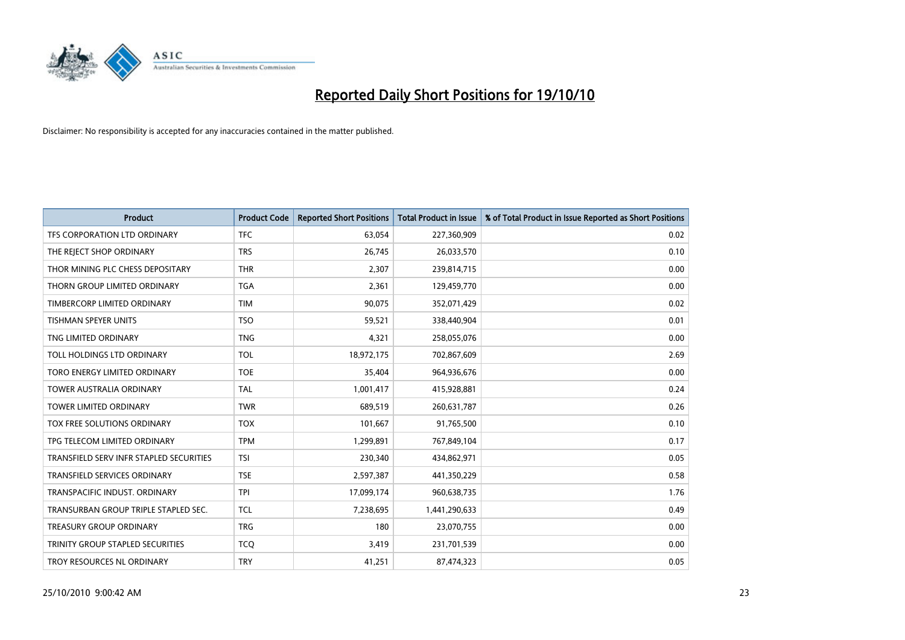# Reported Daily Short Positions for 19/10/10

Disclaimer: No responsibility is accepted for any inaccuracies contained in the matter published.

| Product | Product Code | Reported Short Positions | Total Product in Issue | % of Total Product in Issue Reported as Short Positions |
|---|---|---|---|---|
| TFS CORPORATION LTD ORDINARY | TFC | 63,054 | 227,360,909 | 0.02 |
| THE REJECT SHOP ORDINARY | TRS | 26,745 | 26,033,570 | 0.10 |
| THOR MINING PLC CHESS DEPOSITARY | THR | 2,307 | 239,814,715 | 0.00 |
| THORN GROUP LIMITED ORDINARY | TGA | 2,361 | 129,459,770 | 0.00 |
| TIMBERCORP LIMITED ORDINARY | TIM | 90,075 | 352,071,429 | 0.02 |
| TISHMAN SPEYER UNITS | TSO | 59,521 | 338,440,904 | 0.01 |
| TNG LIMITED ORDINARY | TNG | 4,321 | 258,055,076 | 0.00 |
| TOLL HOLDINGS LTD ORDINARY | TOL | 18,972,175 | 702,867,609 | 2.69 |
| TORO ENERGY LIMITED ORDINARY | TOE | 35,404 | 964,936,676 | 0.00 |
| TOWER AUSTRALIA ORDINARY | TAL | 1,001,417 | 415,928,881 | 0.24 |
| TOWER LIMITED ORDINARY | TWR | 689,519 | 260,631,787 | 0.26 |
| TOX FREE SOLUTIONS ORDINARY | TOX | 101,667 | 91,765,500 | 0.10 |
| TPG TELECOM LIMITED ORDINARY | TPM | 1,299,891 | 767,849,104 | 0.17 |
| TRANSFIELD SERV INFR STAPLED SECURITIES | TSI | 230,340 | 434,862,971 | 0.05 |
| TRANSFIELD SERVICES ORDINARY | TSE | 2,597,387 | 441,350,229 | 0.58 |
| TRANSPACIFIC INDUST. ORDINARY | TPI | 17,099,174 | 960,638,735 | 1.76 |
| TRANSURBAN GROUP TRIPLE STAPLED SEC. | TCL | 7,238,695 | 1,441,290,633 | 0.49 |
| TREASURY GROUP ORDINARY | TRG | 180 | 23,070,755 | 0.00 |
| TRINITY GROUP STAPLED SECURITIES | TCQ | 3,419 | 231,701,539 | 0.00 |
| TROY RESOURCES NL ORDINARY | TRY | 41,251 | 87,474,323 | 0.05 |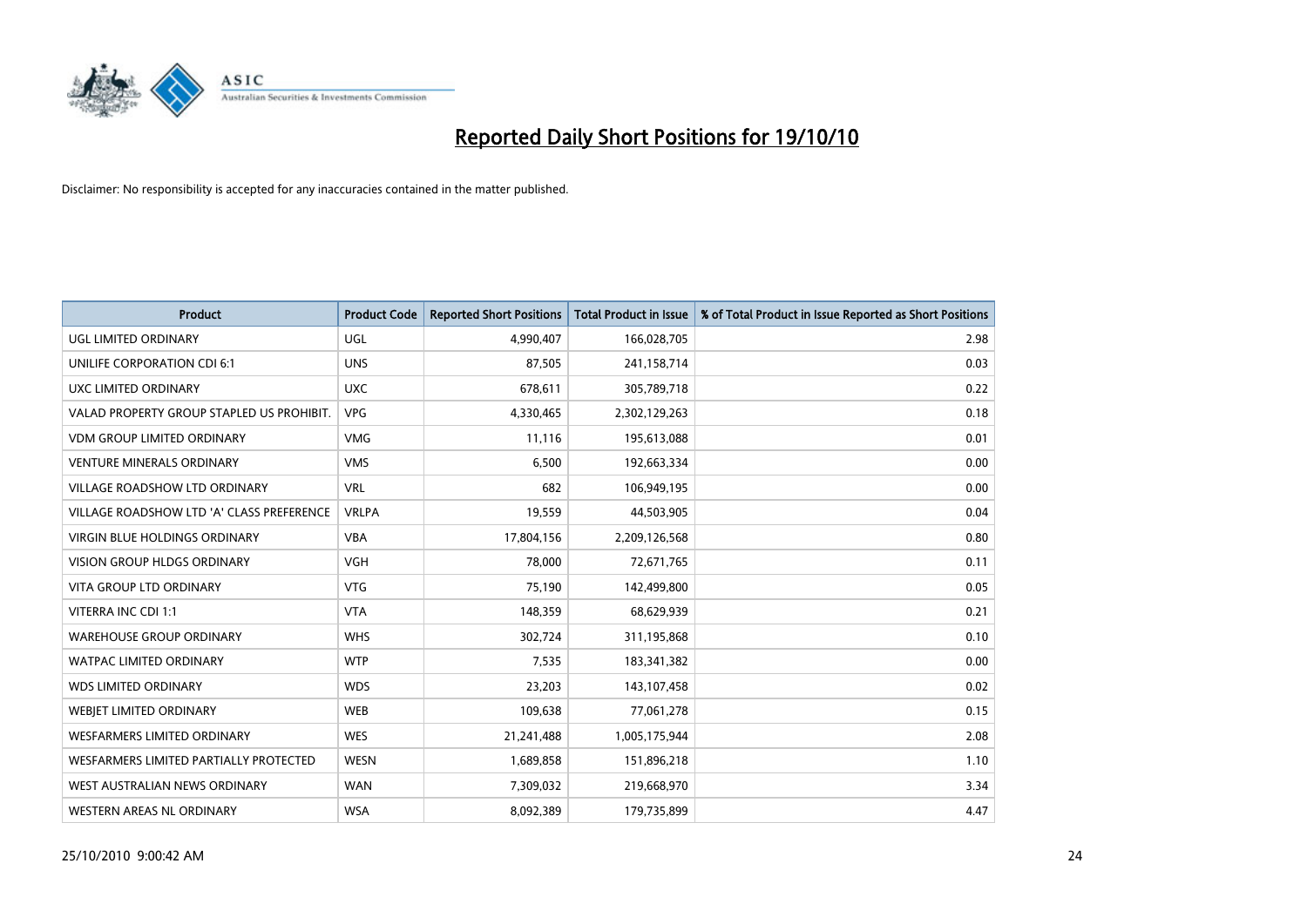# Reported Daily Short Positions for 19/10/10

Disclaimer: No responsibility is accepted for any inaccuracies contained in the matter published.

| Product | Product Code | Reported Short Positions | Total Product in Issue | % of Total Product in Issue Reported as Short Positions |
|---|---|---|---|---|
| UGL LIMITED ORDINARY | UGL | 4,990,407 | 166,028,705 | 2.98 |
| UNILIFE CORPORATION CDI 6:1 | UNS | 87,505 | 241,158,714 | 0.03 |
| UXC LIMITED ORDINARY | UXC | 678,611 | 305,789,718 | 0.22 |
| VALAD PROPERTY GROUP STAPLED US PROHIBIT. | VPG | 4,330,465 | 2,302,129,263 | 0.18 |
| VDM GROUP LIMITED ORDINARY | VMG | 11,116 | 195,613,088 | 0.01 |
| VENTURE MINERALS ORDINARY | VMS | 6,500 | 192,663,334 | 0.00 |
| VILLAGE ROADSHOW LTD ORDINARY | VRL | 682 | 106,949,195 | 0.00 |
| VILLAGE ROADSHOW LTD 'A' CLASS PREFERENCE | VRLPA | 19,559 | 44,503,905 | 0.04 |
| VIRGIN BLUE HOLDINGS ORDINARY | VBA | 17,804,156 | 2,209,126,568 | 0.80 |
| VISION GROUP HLDGS ORDINARY | VGH | 78,000 | 72,671,765 | 0.11 |
| VITA GROUP LTD ORDINARY | VTG | 75,190 | 142,499,800 | 0.05 |
| VITERRA INC CDI 1:1 | VTA | 148,359 | 68,629,939 | 0.21 |
| WAREHOUSE GROUP ORDINARY | WHS | 302,724 | 311,195,868 | 0.10 |
| WATPAC LIMITED ORDINARY | WTP | 7,535 | 183,341,382 | 0.00 |
| WDS LIMITED ORDINARY | WDS | 23,203 | 143,107,458 | 0.02 |
| WEBJET LIMITED ORDINARY | WEB | 109,638 | 77,061,278 | 0.15 |
| WESFARMERS LIMITED ORDINARY | WES | 21,241,488 | 1,005,175,944 | 2.08 |
| WESFARMERS LIMITED PARTIALLY PROTECTED | WESN | 1,689,858 | 151,896,218 | 1.10 |
| WEST AUSTRALIAN NEWS ORDINARY | WAN | 7,309,032 | 219,668,970 | 3.34 |
| WESTERN AREAS NL ORDINARY | WSA | 8,092,389 | 179,735,899 | 4.47 |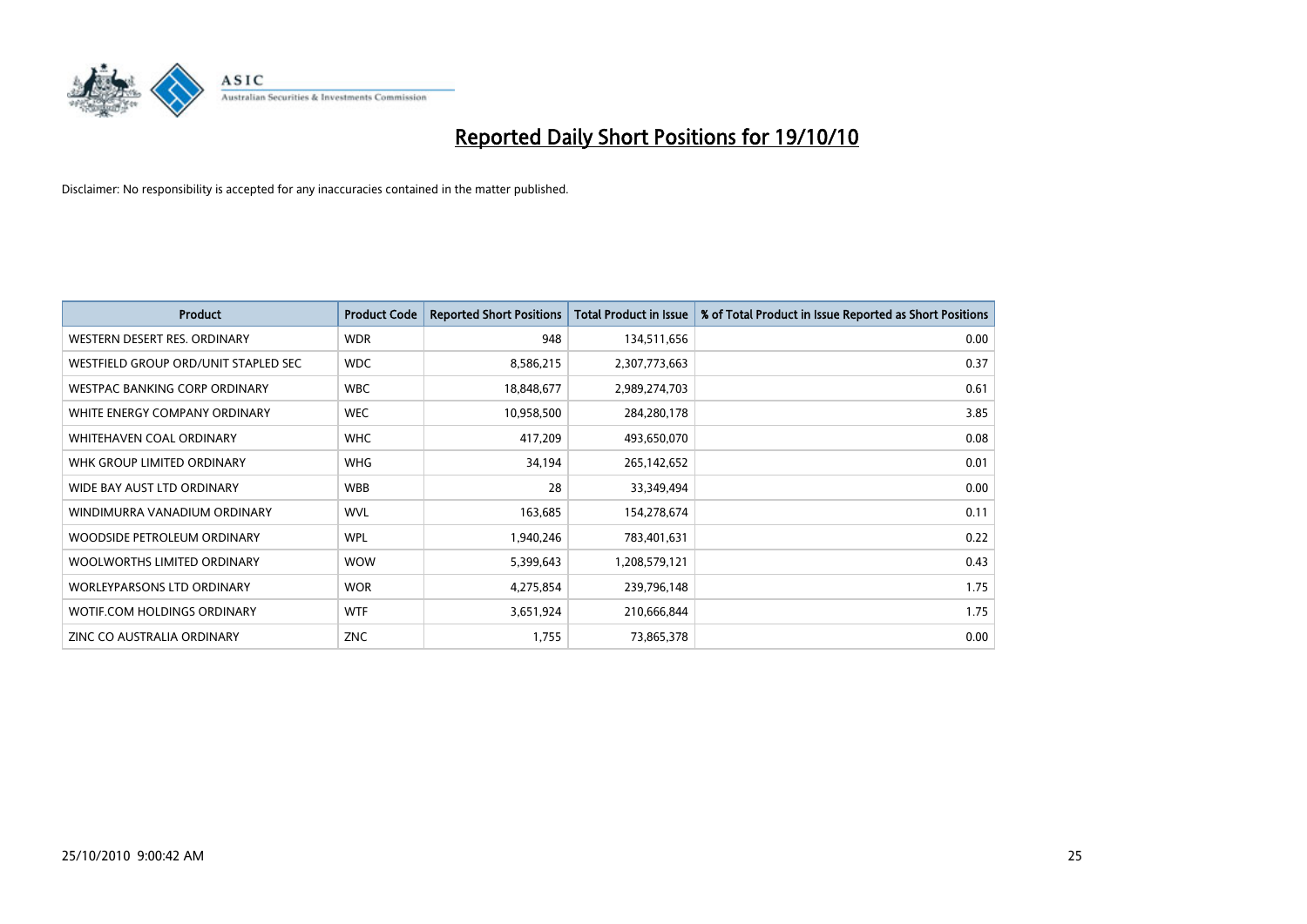# Reported Daily Short Positions for 19/10/10

Disclaimer: No responsibility is accepted for any inaccuracies contained in the matter published.

| Product | Product Code | Reported Short Positions | Total Product in Issue | % of Total Product in Issue Reported as Short Positions |
|---|---|---|---|---|
| WESTERN DESERT RES. ORDINARY | WDR | 948 | 134,511,656 | 0.00 |
| WESTFIELD GROUP ORD/UNIT STAPLED SEC | WDC | 8,586,215 | 2,307,773,663 | 0.37 |
| WESTPAC BANKING CORP ORDINARY | WBC | 18,848,677 | 2,989,274,703 | 0.61 |
| WHITE ENERGY COMPANY ORDINARY | WEC | 10,958,500 | 284,280,178 | 3.85 |
| WHITEHAVEN COAL ORDINARY | WHC | 417,209 | 493,650,070 | 0.08 |
| WHK GROUP LIMITED ORDINARY | WHG | 34,194 | 265,142,652 | 0.01 |
| WIDE BAY AUST LTD ORDINARY | WBB | 28 | 33,349,494 | 0.00 |
| WINDIMURRA VANADIUM ORDINARY | WVL | 163,685 | 154,278,674 | 0.11 |
| WOODSIDE PETROLEUM ORDINARY | WPL | 1,940,246 | 783,401,631 | 0.22 |
| WOOLWORTHS LIMITED ORDINARY | WOW | 5,399,643 | 1,208,579,121 | 0.43 |
| WORLEYPARSONS LTD ORDINARY | WOR | 4,275,854 | 239,796,148 | 1.75 |
| WOTIF.COM HOLDINGS ORDINARY | WTF | 3,651,924 | 210,666,844 | 1.75 |
| ZINC CO AUSTRALIA ORDINARY | ZNC | 1,755 | 73,865,378 | 0.00 |